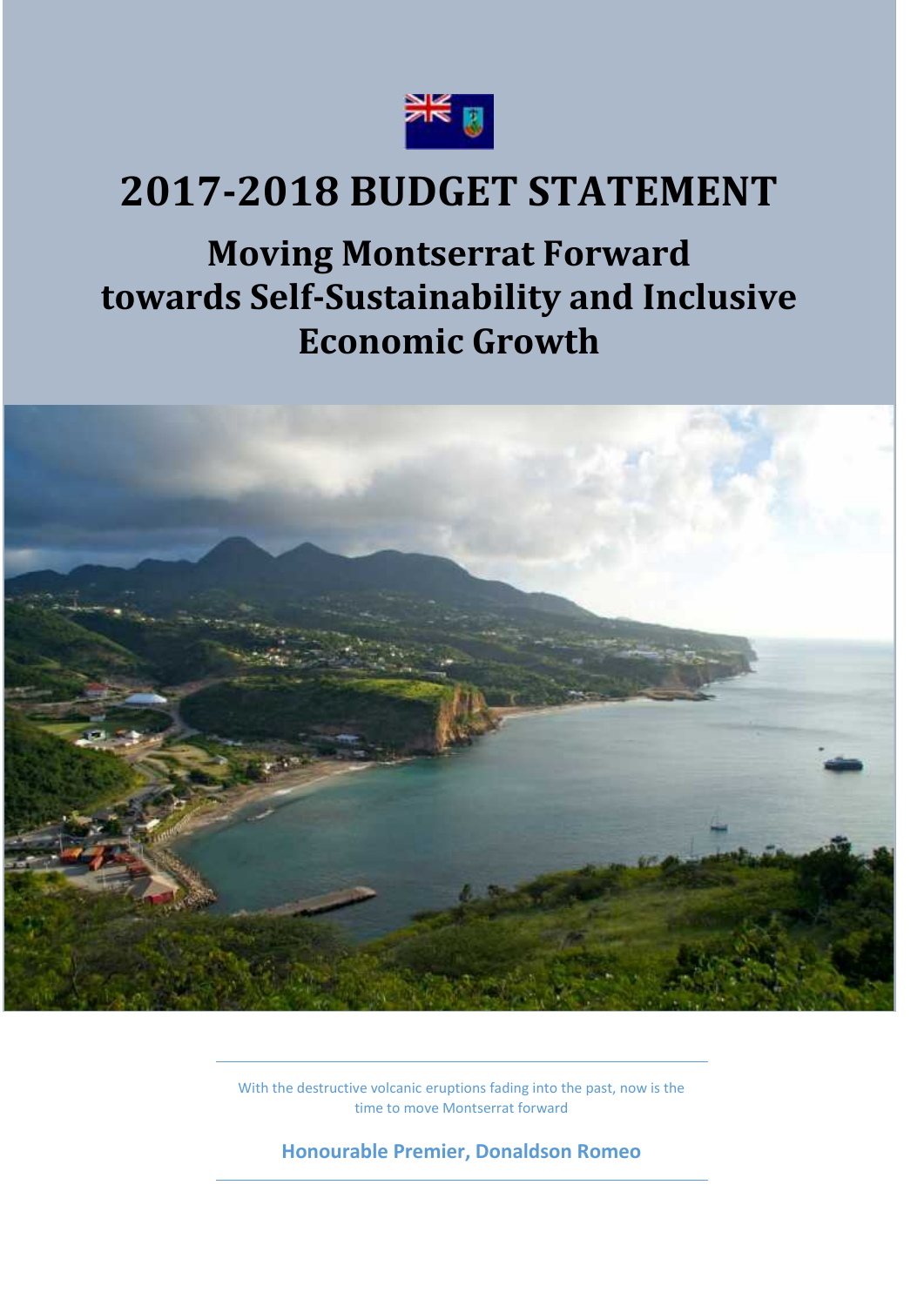# 2017-2018 BUDGET STATEMENT

## Moving Montserrat Forward towards Self-Sustainability and Inclusive Economic Growth

With the destructive volcanic eruptions fading into the past, now is the time to move Montserrat forward

**Honourable Premier, Donaldson Romeo**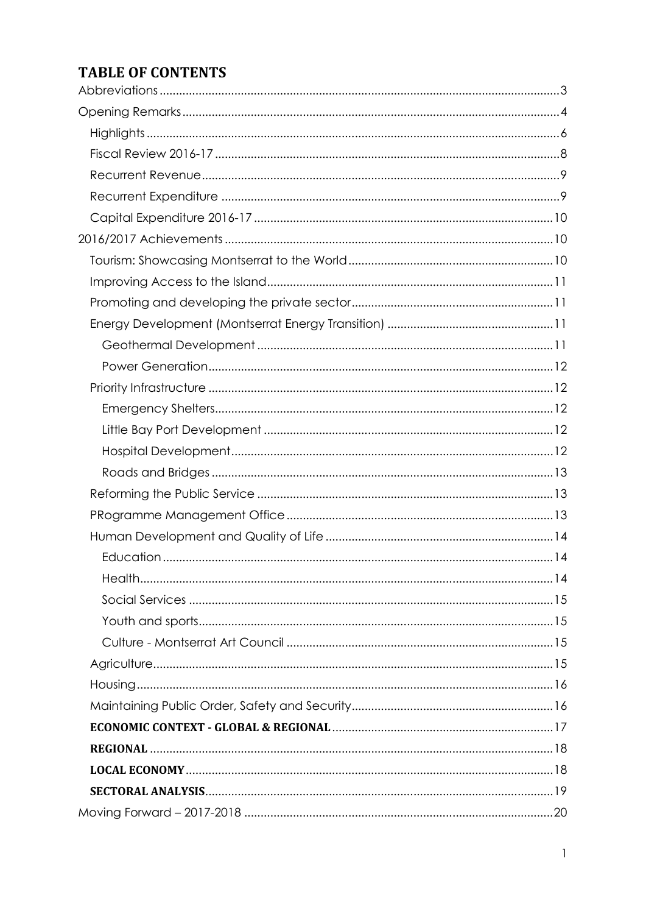# TABLE OF CONTENTS

- Abbreviations ..... 3
- Opening Remarks ..... 4
  - Highlights ..... 6
  - Fiscal Review 2016-17 ..... 8
  - Recurrent Revenue ..... 9
  - Recurrent Expenditure ..... 9
  - Capital Expenditure 2016-17 ..... 10
- 2016/2017 Achievements ..... 10
  - Tourism: Showcasing Montserrat to the World ..... 10
  - Improving Access to the Island ..... 11
  - Promoting and developing the private sector ..... 11
  - Energy Development (Montserrat Energy Transition) ..... 11
    - Geothermal Development ..... 11
    - Power Generation ..... 12
  - Priority Infrastructure ..... 12
    - Emergency Shelters ..... 12
    - Little Bay Port Development ..... 12
    - Hospital Development ..... 12
    - Roads and Bridges ..... 13
  - Reforming the Public Service ..... 13
  - PRogramme Management Office ..... 13
  - Human Development and Quality of Life ..... 14
    - Education ..... 14
    - Health ..... 14
    - Social Services ..... 15
    - Youth and sports ..... 15
    - Culture - Montserrat Art Council ..... 15
  - Agriculture ..... 15
  - Housing ..... 16
  - Maintaining Public Order, Safety and Security ..... 16
  - **ECONOMIC CONTEXT - GLOBAL & REGIONAL** ..... 17
  - **REGIONAL** ..... 18
  - **LOCAL ECONOMY** ..... 18
  - **SECTORAL ANALYSIS** ..... 19
- Moving Forward – 2017-2018 ..... 20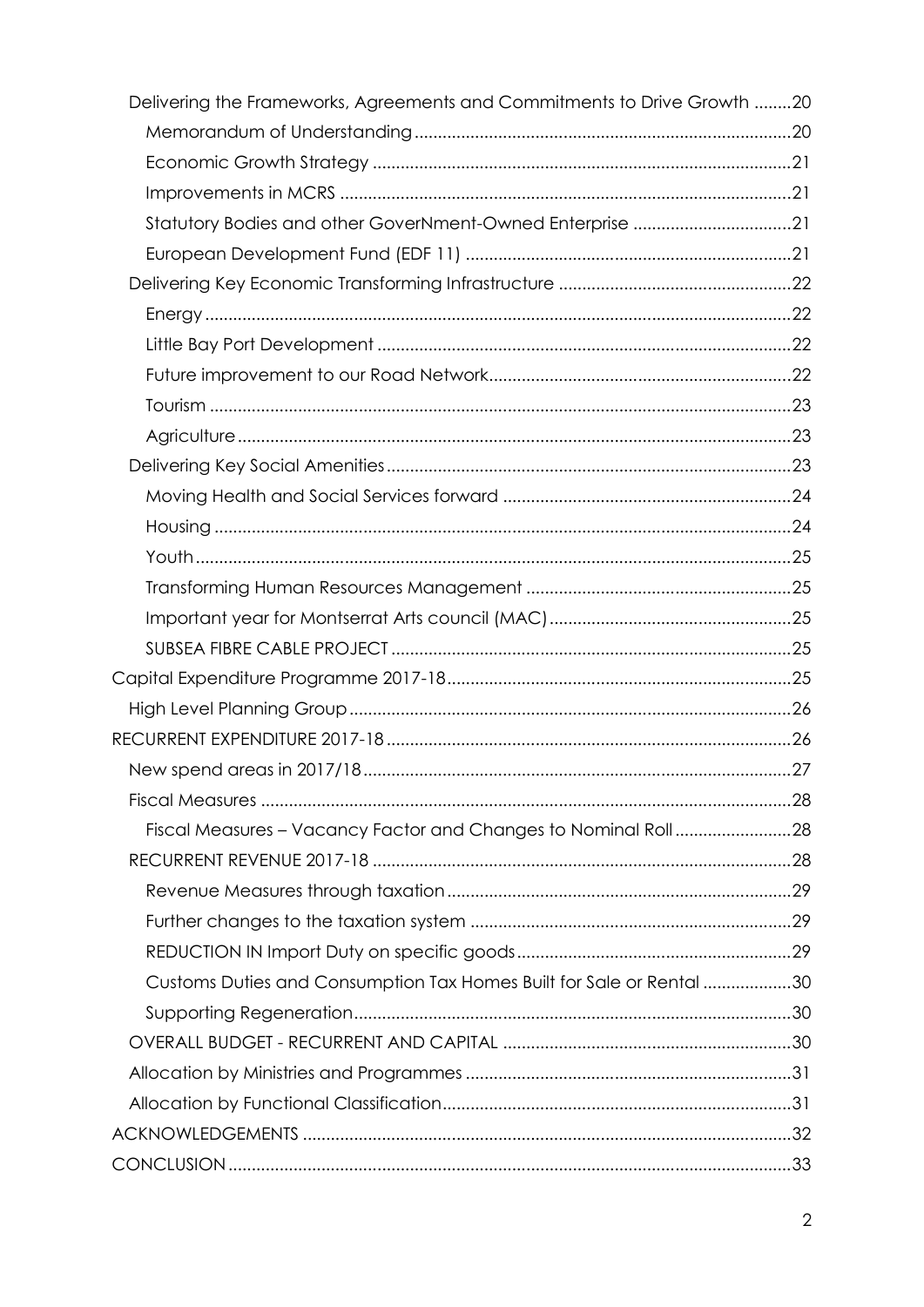- Delivering the Frameworks, Agreements and Commitments to Drive Growth ........20
  - Memorandum of Understanding ........20
  - Economic Growth Strategy ........21
  - Improvements in MCRS ........21
  - Statutory Bodies and other GoverNment-Owned Enterprise ........21
  - European Development Fund (EDF 11) ........21
- Delivering Key Economic Transforming Infrastructure ........22
  - Energy ........22
  - Little Bay Port Development ........22
  - Future improvement to our Road Network ........22
  - Tourism ........23
  - Agriculture ........23
- Delivering Key Social Amenities ........23
  - Moving Health and Social Services forward ........24
  - Housing ........24
  - Youth ........25
  - Transforming Human Resources Management ........25
  - Important year for Montserrat Arts council (MAC) ........25
  - SUBSEA FIBRE CABLE PROJECT ........25

Capital Expenditure Programme 2017-18 ........25

- High Level Planning Group ........26

RECURRENT EXPENDITURE 2017-18 ........26

- New spend areas in 2017/18 ........27
- Fiscal Measures ........28
  - Fiscal Measures – Vacancy Factor and Changes to Nominal Roll ........28
- RECURRENT REVENUE 2017-18 ........28
  - Revenue Measures through taxation ........29
  - Further changes to the taxation system ........29
  - REDUCTION IN Import Duty on specific goods ........29
  - Customs Duties and Consumption Tax Homes Built for Sale or Rental ........30
  - Supporting Regeneration ........30
- OVERALL BUDGET - RECURRENT AND CAPITAL ........30
- Allocation by Ministries and Programmes ........31
- Allocation by Functional Classification ........31

ACKNOWLEDGEMENTS ........32

CONCLUSION ........33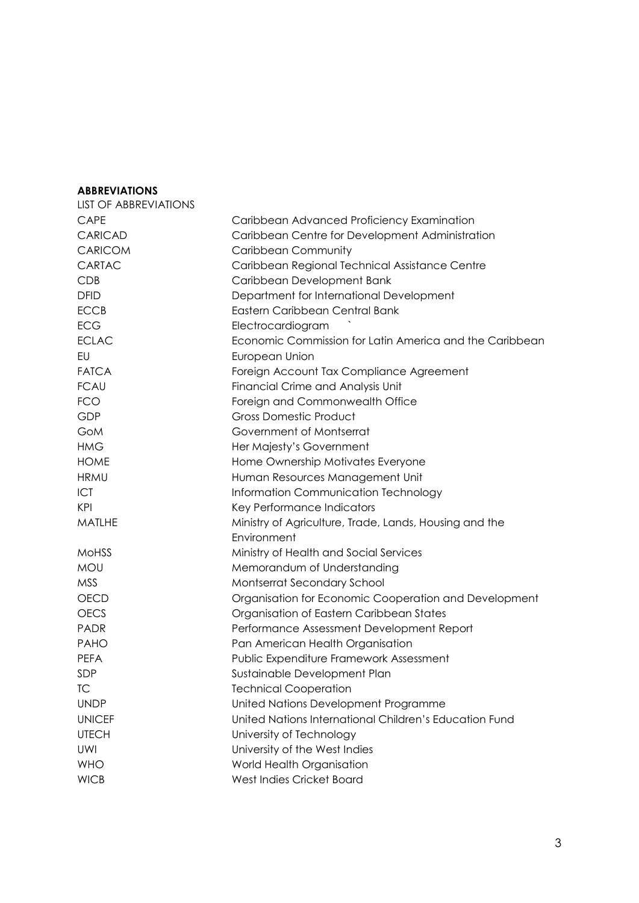**ABBREVIATIONS**

LIST OF ABBREVIATIONS

| | |
|---|---|
| CAPE | Caribbean Advanced Proficiency Examination |
| CARICAD | Caribbean Centre for Development Administration |
| CARICOM | Caribbean Community |
| CARTAC | Caribbean Regional Technical Assistance Centre |
| CDB | Caribbean Development Bank |
| DFID | Department for International Development |
| ECCB | Eastern Caribbean Central Bank |
| ECG | Electrocardiogram ` |
| ECLAC | Economic Commission for Latin America and the Caribbean |
| EU | European Union |
| FATCA | Foreign Account Tax Compliance Agreement |
| FCAU | Financial Crime and Analysis Unit |
| FCO | Foreign and Commonwealth Office |
| GDP | Gross Domestic Product |
| GoM | Government of Montserrat |
| HMG | Her Majesty's Government |
| HOME | Home Ownership Motivates Everyone |
| HRMU | Human Resources Management Unit |
| ICT | Information Communication Technology |
| KPI | Key Performance Indicators |
| MATLHE | Ministry of Agriculture, Trade, Lands, Housing and the Environment |
| MoHSS | Ministry of Health and Social Services |
| MOU | Memorandum of Understanding |
| MSS | Montserrat Secondary School |
| OECD | Organisation for Economic Cooperation and Development |
| OECS | Organisation of Eastern Caribbean States |
| PADR | Performance Assessment Development Report |
| PAHO | Pan American Health Organisation |
| PEFA | Public Expenditure Framework Assessment |
| SDP | Sustainable Development Plan |
| TC | Technical Cooperation |
| UNDP | United Nations Development Programme |
| UNICEF | United Nations International Children's Education Fund |
| UTECH | University of Technology |
| UWI | University of the West Indies |
| WHO | World Health Organisation |
| WICB | West Indies Cricket Board |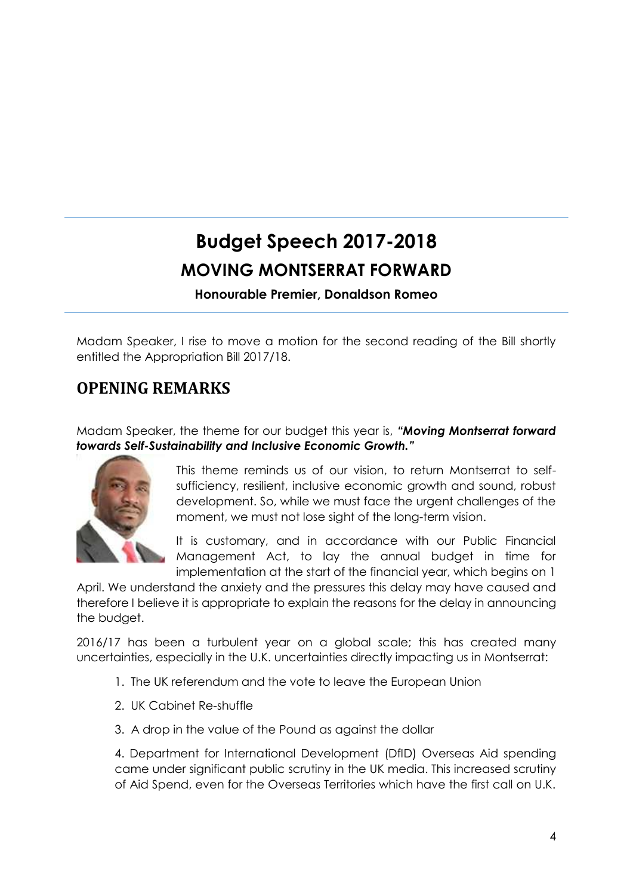# Budget Speech 2017-2018

## MOVING MONTSERRAT FORWARD

**Honourable Premier, Donaldson Romeo**

Madam Speaker, I rise to move a motion for the second reading of the Bill shortly entitled the Appropriation Bill 2017/18.

## OPENING REMARKS

Madam Speaker, the theme for our budget this year is, ***"Moving Montserrat forward towards Self-Sustainability and Inclusive Economic Growth."***

This theme reminds us of our vision, to return Montserrat to self-sufficiency, resilient, inclusive economic growth and sound, robust development. So, while we must face the urgent challenges of the moment, we must not lose sight of the long-term vision.

It is customary, and in accordance with our Public Financial Management Act, to lay the annual budget in time for implementation at the start of the financial year, which begins on 1 April. We understand the anxiety and the pressures this delay may have caused and therefore I believe it is appropriate to explain the reasons for the delay in announcing the budget.

2016/17 has been a turbulent year on a global scale; this has created many uncertainties, especially in the U.K. uncertainties directly impacting us in Montserrat:

1. The UK referendum and the vote to leave the European Union
2. UK Cabinet Re-shuffle
3. A drop in the value of the Pound as against the dollar
4. Department for International Development (DfID) Overseas Aid spending came under significant public scrutiny in the UK media. This increased scrutiny of Aid Spend, even for the Overseas Territories which have the first call on U.K.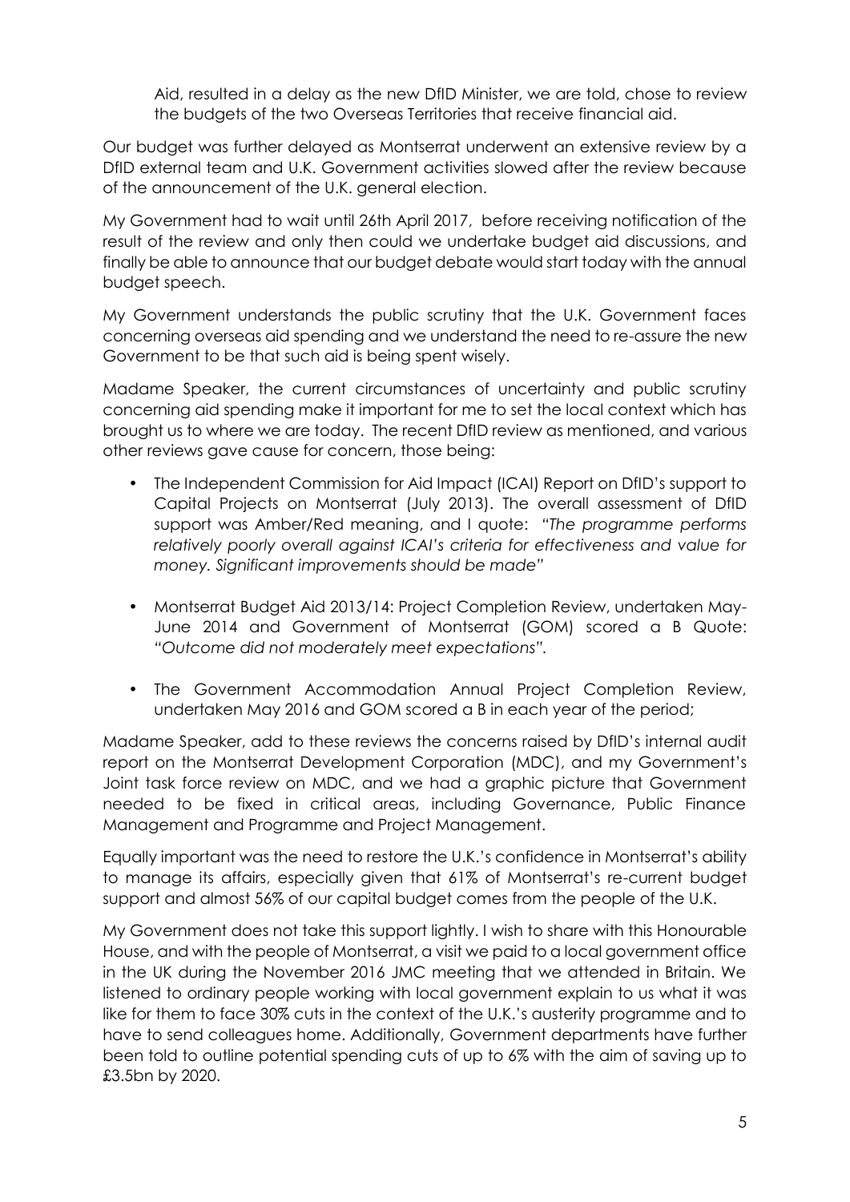Aid, resulted in a delay as the new DfID Minister, we are told, chose to review the budgets of the two Overseas Territories that receive financial aid.

Our budget was further delayed as Montserrat underwent an extensive review by a DfID external team and U.K. Government activities slowed after the review because of the announcement of the U.K. general election.

My Government had to wait until 26th April 2017, before receiving notification of the result of the review and only then could we undertake budget aid discussions, and finally be able to announce that our budget debate would start today with the annual budget speech.

My Government understands the public scrutiny that the U.K. Government faces concerning overseas aid spending and we understand the need to re-assure the new Government to be that such aid is being spent wisely.

Madame Speaker, the current circumstances of uncertainty and public scrutiny concerning aid spending make it important for me to set the local context which has brought us to where we are today. The recent DfID review as mentioned, and various other reviews gave cause for concern, those being:

- The Independent Commission for Aid Impact (ICAI) Report on DfID's support to Capital Projects on Montserrat (July 2013). The overall assessment of DfID support was Amber/Red meaning, and I quote: *"The programme performs relatively poorly overall against ICAI's criteria for effectiveness and value for money. Significant improvements should be made"*
- Montserrat Budget Aid 2013/14: Project Completion Review, undertaken May-June 2014 and Government of Montserrat (GOM) scored a B Quote: *"Outcome did not moderately meet expectations"*.
- The Government Accommodation Annual Project Completion Review, undertaken May 2016 and GOM scored a B in each year of the period;

Madame Speaker, add to these reviews the concerns raised by DfID's internal audit report on the Montserrat Development Corporation (MDC), and my Government's Joint task force review on MDC, and we had a graphic picture that Government needed to be fixed in critical areas, including Governance, Public Finance Management and Programme and Project Management.

Equally important was the need to restore the U.K.'s confidence in Montserrat's ability to manage its affairs, especially given that 61% of Montserrat's re-current budget support and almost 56% of our capital budget comes from the people of the U.K.

My Government does not take this support lightly. I wish to share with this Honourable House, and with the people of Montserrat, a visit we paid to a local government office in the UK during the November 2016 JMC meeting that we attended in Britain. We listened to ordinary people working with local government explain to us what it was like for them to face 30% cuts in the context of the U.K.'s austerity programme and to have to send colleagues home. Additionally, Government departments have further been told to outline potential spending cuts of up to 6% with the aim of saving up to £3.5bn by 2020.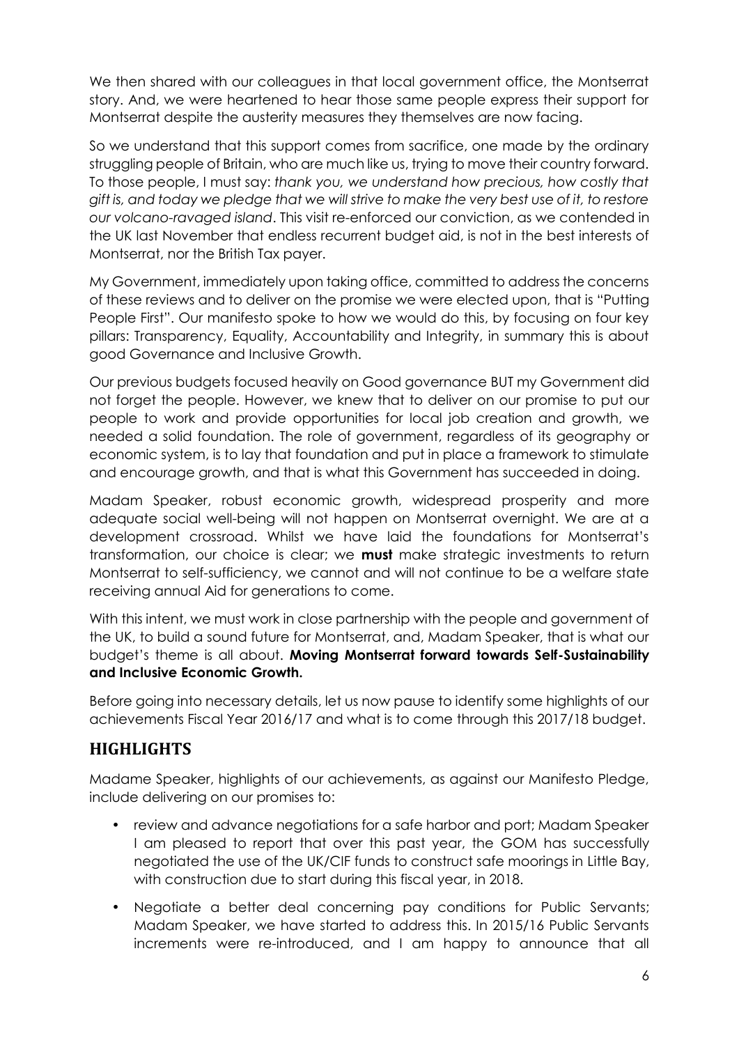We then shared with our colleagues in that local government office, the Montserrat story. And, we were heartened to hear those same people express their support for Montserrat despite the austerity measures they themselves are now facing.

So we understand that this support comes from sacrifice, one made by the ordinary struggling people of Britain, who are much like us, trying to move their country forward. To those people, I must say: *thank you, we understand how precious, how costly that gift is, and today we pledge that we will strive to make the very best use of it, to restore our volcano-ravaged island*. This visit re-enforced our conviction, as we contended in the UK last November that endless recurrent budget aid, is not in the best interests of Montserrat, nor the British Tax payer.

My Government, immediately upon taking office, committed to address the concerns of these reviews and to deliver on the promise we were elected upon, that is "Putting People First". Our manifesto spoke to how we would do this, by focusing on four key pillars: Transparency, Equality, Accountability and Integrity, in summary this is about good Governance and Inclusive Growth.

Our previous budgets focused heavily on Good governance BUT my Government did not forget the people. However, we knew that to deliver on our promise to put our people to work and provide opportunities for local job creation and growth, we needed a solid foundation. The role of government, regardless of its geography or economic system, is to lay that foundation and put in place a framework to stimulate and encourage growth, and that is what this Government has succeeded in doing.

Madam Speaker, robust economic growth, widespread prosperity and more adequate social well-being will not happen on Montserrat overnight. We are at a development crossroad. Whilst we have laid the foundations for Montserrat's transformation, our choice is clear; we **must** make strategic investments to return Montserrat to self-sufficiency, we cannot and will not continue to be a welfare state receiving annual Aid for generations to come.

With this intent, we must work in close partnership with the people and government of the UK, to build a sound future for Montserrat, and, Madam Speaker, that is what our budget's theme is all about. **Moving Montserrat forward towards Self-Sustainability and Inclusive Economic Growth.**

Before going into necessary details, let us now pause to identify some highlights of our achievements Fiscal Year 2016/17 and what is to come through this 2017/18 budget.

## HIGHLIGHTS

Madame Speaker, highlights of our achievements, as against our Manifesto Pledge, include delivering on our promises to:

- review and advance negotiations for a safe harbor and port; Madam Speaker I am pleased to report that over this past year, the GOM has successfully negotiated the use of the UK/CIF funds to construct safe moorings in Little Bay, with construction due to start during this fiscal year, in 2018.
- Negotiate a better deal concerning pay conditions for Public Servants; Madam Speaker, we have started to address this. In 2015/16 Public Servants increments were re-introduced, and I am happy to announce that all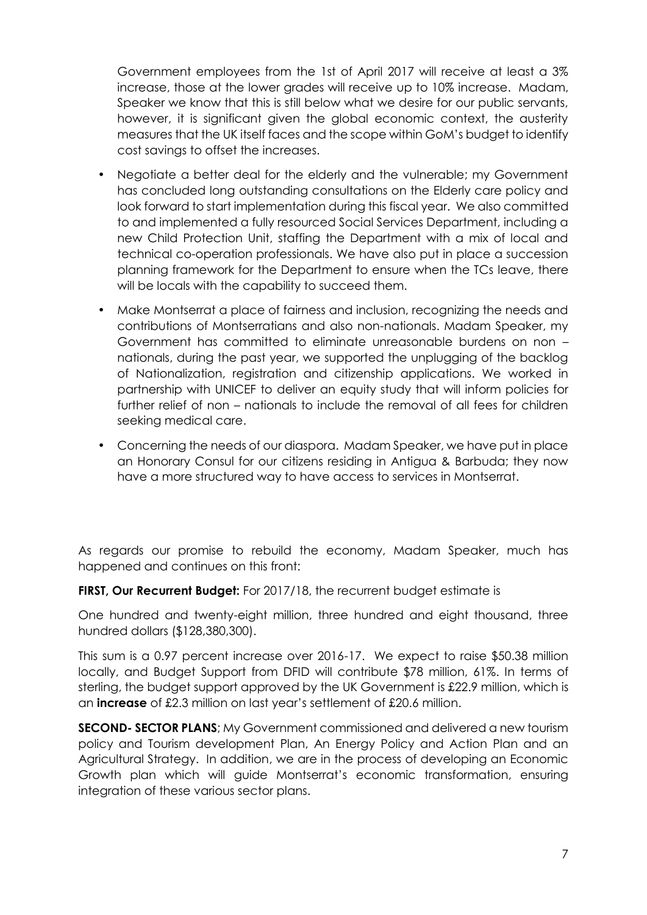Government employees from the 1st of April 2017 will receive at least a 3% increase, those at the lower grades will receive up to 10% increase. Madam, Speaker we know that this is still below what we desire for our public servants, however, it is significant given the global economic context, the austerity measures that the UK itself faces and the scope within GoM's budget to identify cost savings to offset the increases.

- Negotiate a better deal for the elderly and the vulnerable; my Government has concluded long outstanding consultations on the Elderly care policy and look forward to start implementation during this fiscal year. We also committed to and implemented a fully resourced Social Services Department, including a new Child Protection Unit, staffing the Department with a mix of local and technical co-operation professionals. We have also put in place a succession planning framework for the Department to ensure when the TCs leave, there will be locals with the capability to succeed them.
- Make Montserrat a place of fairness and inclusion, recognizing the needs and contributions of Montserratians and also non-nationals. Madam Speaker, my Government has committed to eliminate unreasonable burdens on non – nationals, during the past year, we supported the unplugging of the backlog of Nationalization, registration and citizenship applications. We worked in partnership with UNICEF to deliver an equity study that will inform policies for further relief of non – nationals to include the removal of all fees for children seeking medical care.
- Concerning the needs of our diaspora. Madam Speaker, we have put in place an Honorary Consul for our citizens residing in Antigua & Barbuda; they now have a more structured way to have access to services in Montserrat.

As regards our promise to rebuild the economy, Madam Speaker, much has happened and continues on this front:

**FIRST, Our Recurrent Budget:** For 2017/18, the recurrent budget estimate is

One hundred and twenty-eight million, three hundred and eight thousand, three hundred dollars ($128,380,300).

This sum is a 0.97 percent increase over 2016-17. We expect to raise $50.38 million locally, and Budget Support from DFID will contribute $78 million, 61%. In terms of sterling, the budget support approved by the UK Government is £22.9 million, which is an **increase** of £2.3 million on last year's settlement of £20.6 million.

**SECOND- SECTOR PLANS**; My Government commissioned and delivered a new tourism policy and Tourism development Plan, An Energy Policy and Action Plan and an Agricultural Strategy. In addition, we are in the process of developing an Economic Growth plan which will guide Montserrat's economic transformation, ensuring integration of these various sector plans.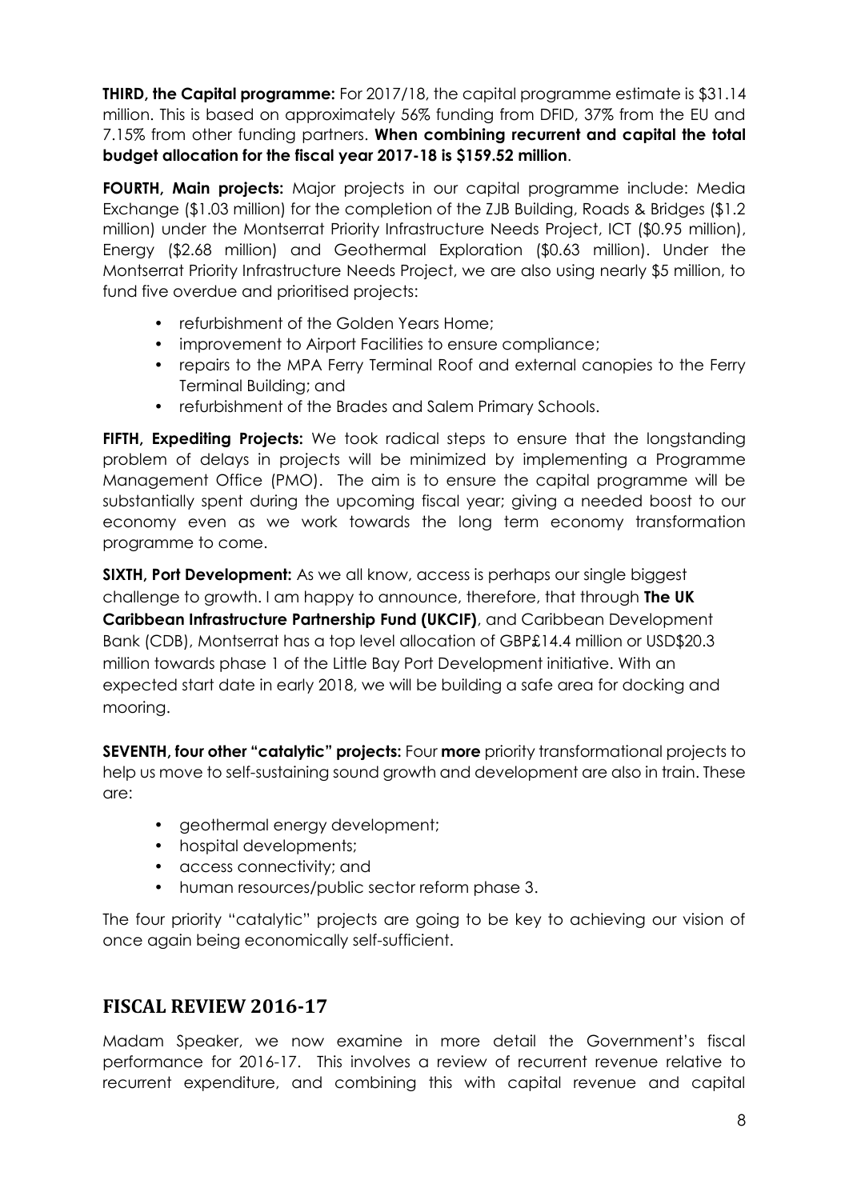**THIRD, the Capital programme:** For 2017/18, the capital programme estimate is $31.14 million. This is based on approximately 56% funding from DFID, 37% from the EU and 7.15% from other funding partners. **When combining recurrent and capital the total budget allocation for the fiscal year 2017-18 is $159.52 million**.

**FOURTH, Main projects:** Major projects in our capital programme include: Media Exchange ($1.03 million) for the completion of the ZJB Building, Roads & Bridges ($1.2 million) under the Montserrat Priority Infrastructure Needs Project, ICT ($0.95 million), Energy ($2.68 million) and Geothermal Exploration ($0.63 million). Under the Montserrat Priority Infrastructure Needs Project, we are also using nearly $5 million, to fund five overdue and prioritised projects:

- refurbishment of the Golden Years Home;
- improvement to Airport Facilities to ensure compliance;
- repairs to the MPA Ferry Terminal Roof and external canopies to the Ferry Terminal Building; and
- refurbishment of the Brades and Salem Primary Schools.

**FIFTH, Expediting Projects:** We took radical steps to ensure that the longstanding problem of delays in projects will be minimized by implementing a Programme Management Office (PMO). The aim is to ensure the capital programme will be substantially spent during the upcoming fiscal year; giving a needed boost to our economy even as we work towards the long term economy transformation programme to come.

**SIXTH, Port Development:** As we all know, access is perhaps our single biggest challenge to growth. I am happy to announce, therefore, that through **The UK Caribbean Infrastructure Partnership Fund (UKCIF)**, and Caribbean Development Bank (CDB), Montserrat has a top level allocation of GBP£14.4 million or USD$20.3 million towards phase 1 of the Little Bay Port Development initiative. With an expected start date in early 2018, we will be building a safe area for docking and mooring.

**SEVENTH, four other "catalytic" projects:** Four **more** priority transformational projects to help us move to self-sustaining sound growth and development are also in train. These are:

- geothermal energy development;
- hospital developments;
- access connectivity; and
- human resources/public sector reform phase 3.

The four priority "catalytic" projects are going to be key to achieving our vision of once again being economically self-sufficient.

## FISCAL REVIEW 2016-17

Madam Speaker, we now examine in more detail the Government's fiscal performance for 2016-17. This involves a review of recurrent revenue relative to recurrent expenditure, and combining this with capital revenue and capital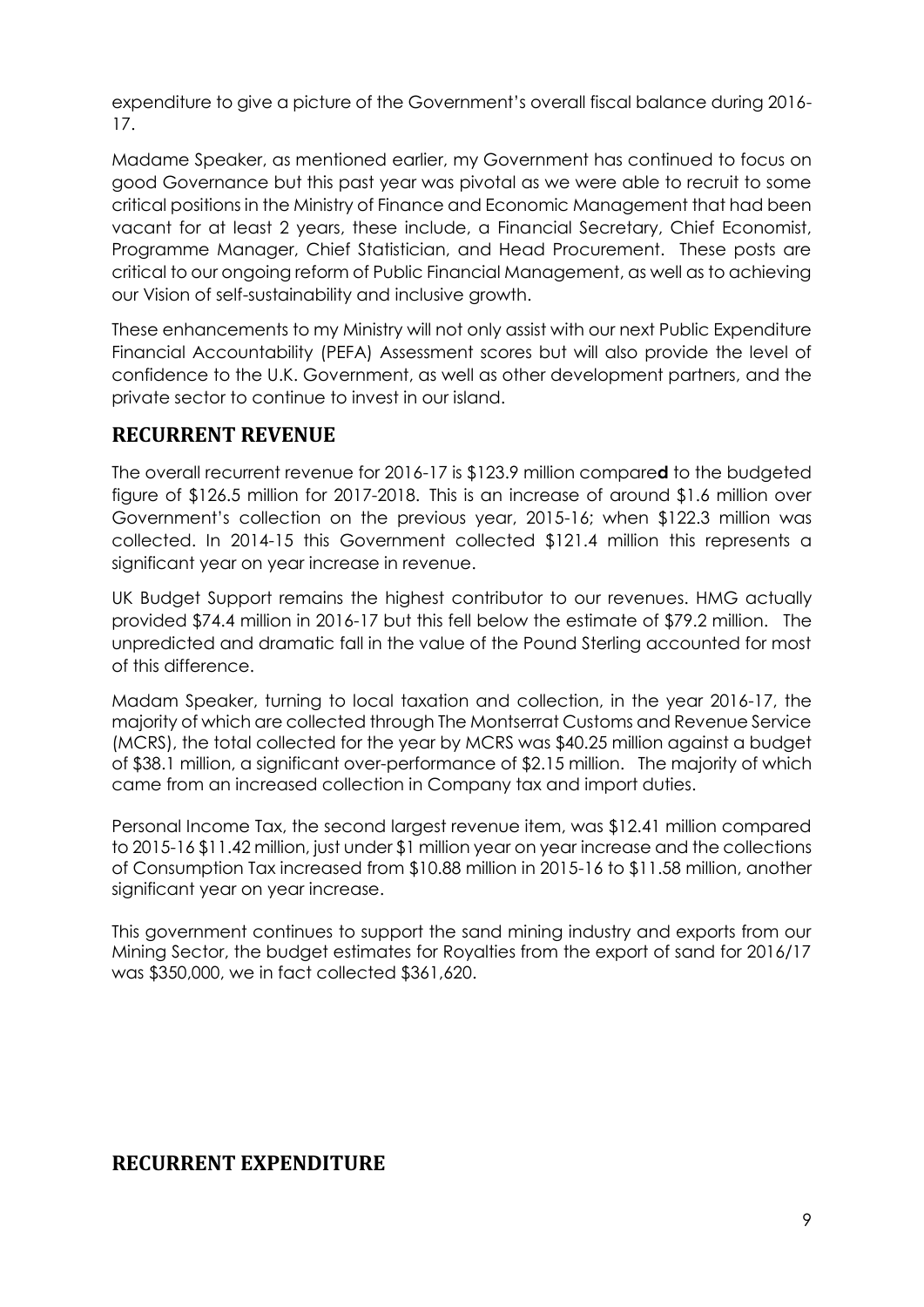expenditure to give a picture of the Government's overall fiscal balance during 2016-17.

Madame Speaker, as mentioned earlier, my Government has continued to focus on good Governance but this past year was pivotal as we were able to recruit to some critical positions in the Ministry of Finance and Economic Management that had been vacant for at least 2 years, these include, a Financial Secretary, Chief Economist, Programme Manager, Chief Statistician, and Head Procurement. These posts are critical to our ongoing reform of Public Financial Management, as well as to achieving our Vision of self-sustainability and inclusive growth.

These enhancements to my Ministry will not only assist with our next Public Expenditure Financial Accountability (PEFA) Assessment scores but will also provide the level of confidence to the U.K. Government, as well as other development partners, and the private sector to continue to invest in our island.

## RECURRENT REVENUE

The overall recurrent revenue for 2016-17 is $123.9 million compare**d** to the budgeted figure of $126.5 million for 2017-2018. This is an increase of around $1.6 million over Government's collection on the previous year, 2015-16; when $122.3 million was collected. In 2014-15 this Government collected $121.4 million this represents a significant year on year increase in revenue.

UK Budget Support remains the highest contributor to our revenues. HMG actually provided $74.4 million in 2016-17 but this fell below the estimate of $79.2 million. The unpredicted and dramatic fall in the value of the Pound Sterling accounted for most of this difference.

Madam Speaker, turning to local taxation and collection, in the year 2016-17, the majority of which are collected through The Montserrat Customs and Revenue Service (MCRS), the total collected for the year by MCRS was $40.25 million against a budget of $38.1 million, a significant over-performance of $2.15 million. The majority of which came from an increased collection in Company tax and import duties.

Personal Income Tax, the second largest revenue item, was $12.41 million compared to 2015-16 $11.42 million, just under $1 million year on year increase and the collections of Consumption Tax increased from $10.88 million in 2015-16 to $11.58 million, another significant year on year increase.

This government continues to support the sand mining industry and exports from our Mining Sector, the budget estimates for Royalties from the export of sand for 2016/17 was $350,000, we in fact collected $361,620.

## RECURRENT EXPENDITURE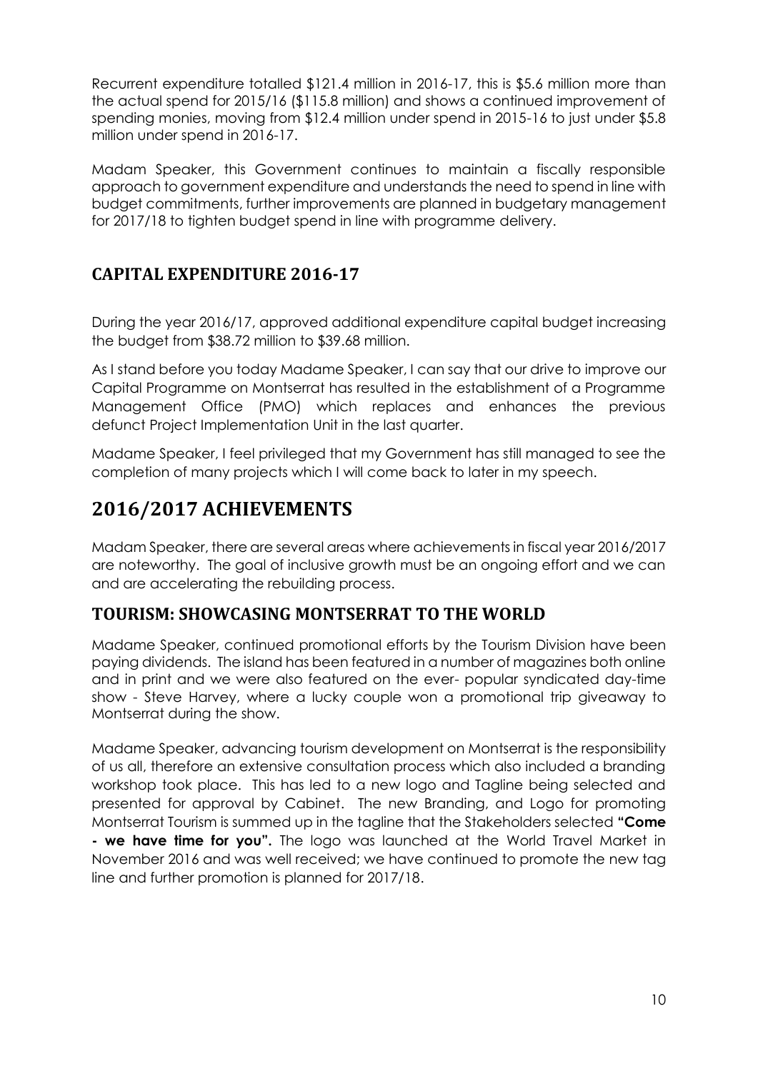Recurrent expenditure totalled $121.4 million in 2016-17, this is $5.6 million more than the actual spend for 2015/16 ($115.8 million) and shows a continued improvement of spending monies, moving from $12.4 million under spend in 2015-16 to just under $5.8 million under spend in 2016-17.

Madam Speaker, this Government continues to maintain a fiscally responsible approach to government expenditure and understands the need to spend in line with budget commitments, further improvements are planned in budgetary management for 2017/18 to tighten budget spend in line with programme delivery.

## CAPITAL EXPENDITURE 2016-17

During the year 2016/17, approved additional expenditure capital budget increasing the budget from $38.72 million to $39.68 million.

As I stand before you today Madame Speaker, I can say that our drive to improve our Capital Programme on Montserrat has resulted in the establishment of a Programme Management Office (PMO) which replaces and enhances the previous defunct Project Implementation Unit in the last quarter.

Madame Speaker, I feel privileged that my Government has still managed to see the completion of many projects which I will come back to later in my speech.

# 2016/2017 ACHIEVEMENTS

Madam Speaker, there are several areas where achievements in fiscal year 2016/2017 are noteworthy. The goal of inclusive growth must be an ongoing effort and we can and are accelerating the rebuilding process.

## TOURISM: SHOWCASING MONTSERRAT TO THE WORLD

Madame Speaker, continued promotional efforts by the Tourism Division have been paying dividends. The island has been featured in a number of magazines both online and in print and we were also featured on the ever- popular syndicated day-time show - Steve Harvey, where a lucky couple won a promotional trip giveaway to Montserrat during the show.

Madame Speaker, advancing tourism development on Montserrat is the responsibility of us all, therefore an extensive consultation process which also included a branding workshop took place. This has led to a new logo and Tagline being selected and presented for approval by Cabinet. The new Branding, and Logo for promoting Montserrat Tourism is summed up in the tagline that the Stakeholders selected **"Come - we have time for you".** The logo was launched at the World Travel Market in November 2016 and was well received; we have continued to promote the new tag line and further promotion is planned for 2017/18.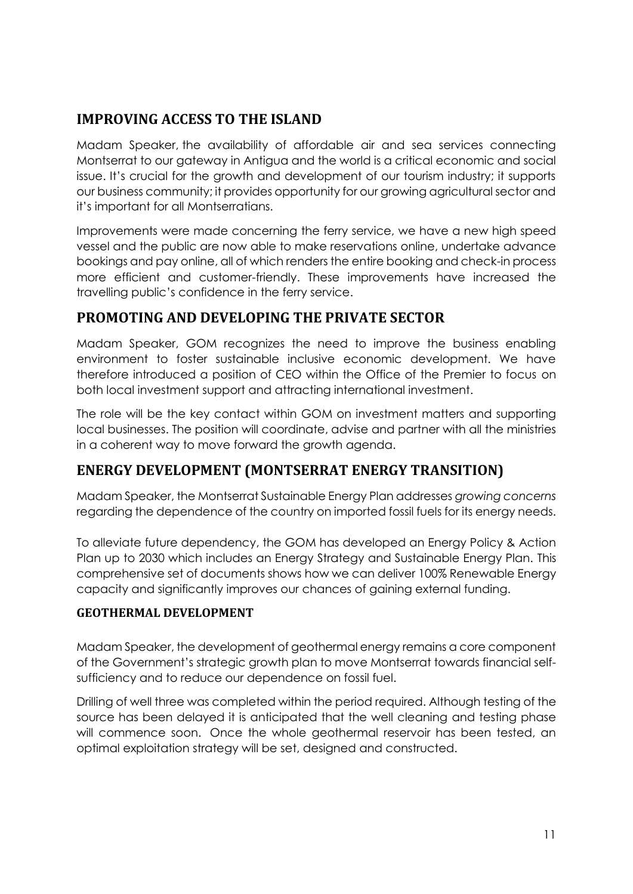## IMPROVING ACCESS TO THE ISLAND

Madam Speaker, the availability of affordable air and sea services connecting Montserrat to our gateway in Antigua and the world is a critical economic and social issue. It's crucial for the growth and development of our tourism industry; it supports our business community; it provides opportunity for our growing agricultural sector and it's important for all Montserratians.

Improvements were made concerning the ferry service, we have a new high speed vessel and the public are now able to make reservations online, undertake advance bookings and pay online, all of which renders the entire booking and check-in process more efficient and customer-friendly. These improvements have increased the travelling public's confidence in the ferry service.

## PROMOTING AND DEVELOPING THE PRIVATE SECTOR

Madam Speaker, GOM recognizes the need to improve the business enabling environment to foster sustainable inclusive economic development. We have therefore introduced a position of CEO within the Office of the Premier to focus on both local investment support and attracting international investment.

The role will be the key contact within GOM on investment matters and supporting local businesses. The position will coordinate, advise and partner with all the ministries in a coherent way to move forward the growth agenda.

## ENERGY DEVELOPMENT (MONTSERRAT ENERGY TRANSITION)

Madam Speaker, the Montserrat Sustainable Energy Plan addresses *growing concerns* regarding the dependence of the country on imported fossil fuels for its energy needs.

To alleviate future dependency, the GOM has developed an Energy Policy & Action Plan up to 2030 which includes an Energy Strategy and Sustainable Energy Plan. This comprehensive set of documents shows how we can deliver 100% Renewable Energy capacity and significantly improves our chances of gaining external funding.

### GEOTHERMAL DEVELOPMENT

Madam Speaker, the development of geothermal energy remains a core component of the Government's strategic growth plan to move Montserrat towards financial self-sufficiency and to reduce our dependence on fossil fuel.

Drilling of well three was completed within the period required. Although testing of the source has been delayed it is anticipated that the well cleaning and testing phase will commence soon. Once the whole geothermal reservoir has been tested, an optimal exploitation strategy will be set, designed and constructed.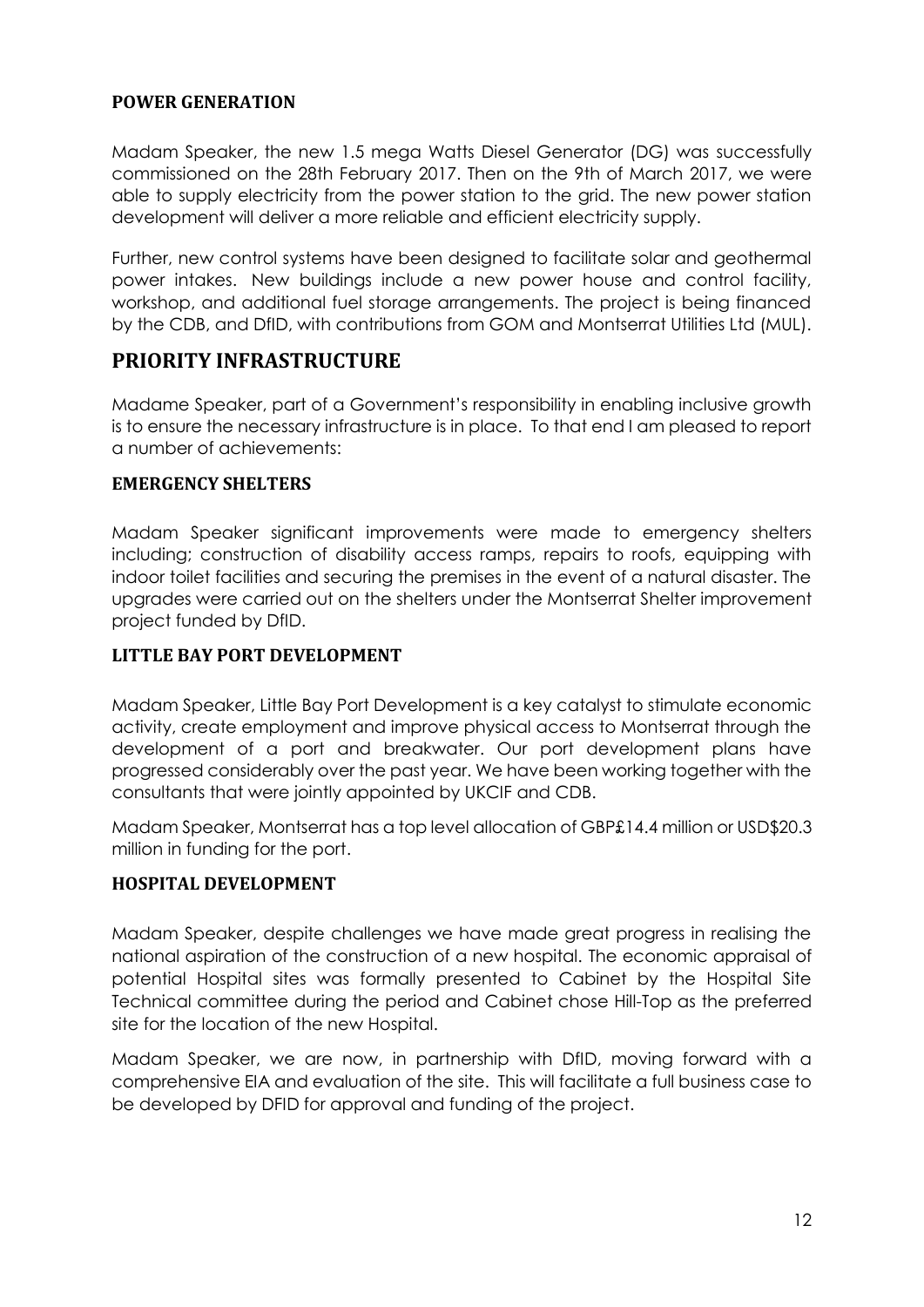### POWER GENERATION

Madam Speaker, the new 1.5 mega Watts Diesel Generator (DG) was successfully commissioned on the 28th February 2017. Then on the 9th of March 2017, we were able to supply electricity from the power station to the grid. The new power station development will deliver a more reliable and efficient electricity supply.

Further, new control systems have been designed to facilitate solar and geothermal power intakes. New buildings include a new power house and control facility, workshop, and additional fuel storage arrangements. The project is being financed by the CDB, and DfID, with contributions from GOM and Montserrat Utilities Ltd (MUL).

## PRIORITY INFRASTRUCTURE

Madame Speaker, part of a Government's responsibility in enabling inclusive growth is to ensure the necessary infrastructure is in place. To that end I am pleased to report a number of achievements:

### EMERGENCY SHELTERS

Madam Speaker significant improvements were made to emergency shelters including; construction of disability access ramps, repairs to roofs, equipping with indoor toilet facilities and securing the premises in the event of a natural disaster. The upgrades were carried out on the shelters under the Montserrat Shelter improvement project funded by DfID.

### LITTLE BAY PORT DEVELOPMENT

Madam Speaker, Little Bay Port Development is a key catalyst to stimulate economic activity, create employment and improve physical access to Montserrat through the development of a port and breakwater. Our port development plans have progressed considerably over the past year. We have been working together with the consultants that were jointly appointed by UKCIF and CDB.

Madam Speaker, Montserrat has a top level allocation of GBP£14.4 million or USD$20.3 million in funding for the port.

### HOSPITAL DEVELOPMENT

Madam Speaker, despite challenges we have made great progress in realising the national aspiration of the construction of a new hospital. The economic appraisal of potential Hospital sites was formally presented to Cabinet by the Hospital Site Technical committee during the period and Cabinet chose Hill-Top as the preferred site for the location of the new Hospital.

Madam Speaker, we are now, in partnership with DfID, moving forward with a comprehensive EIA and evaluation of the site. This will facilitate a full business case to be developed by DFID for approval and funding of the project.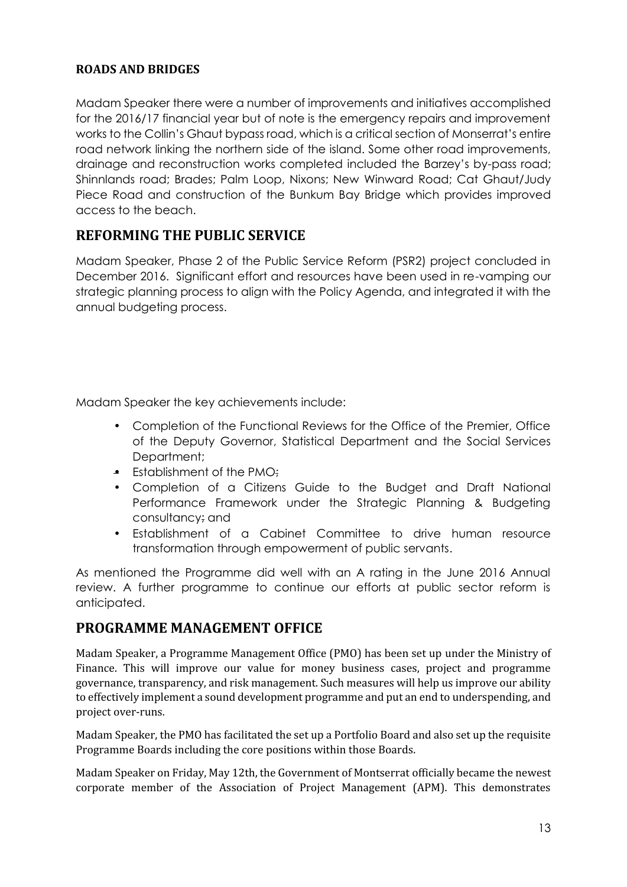**ROADS AND BRIDGES**

Madam Speaker there were a number of improvements and initiatives accomplished for the 2016/17 financial year but of note is the emergency repairs and improvement works to the Collin's Ghaut bypass road, which is a critical section of Monserrat's entire road network linking the northern side of the island. Some other road improvements, drainage and reconstruction works completed included the Barzey's by-pass road; Shinnlands road; Brades; Palm Loop, Nixons; New Winward Road; Cat Ghaut/Judy Piece Road and construction of the Bunkum Bay Bridge which provides improved access to the beach.

## REFORMING THE PUBLIC SERVICE

Madam Speaker, Phase 2 of the Public Service Reform (PSR2) project concluded in December 2016. Significant effort and resources have been used in re-vamping our strategic planning process to align with the Policy Agenda, and integrated it with the annual budgeting process.

Madam Speaker the key achievements include:

- Completion of the Functional Reviews for the Office of the Premier, Office of the Deputy Governor, Statistical Department and the Social Services Department;
- Establishment of the PMO;
- Completion of a Citizens Guide to the Budget and Draft National Performance Framework under the Strategic Planning & Budgeting consultancy; and
- Establishment of a Cabinet Committee to drive human resource transformation through empowerment of public servants.

As mentioned the Programme did well with an A rating in the June 2016 Annual review. A further programme to continue our efforts at public sector reform is anticipated.

## PROGRAMME MANAGEMENT OFFICE

Madam Speaker, a Programme Management Office (PMO) has been set up under the Ministry of Finance. This will improve our value for money business cases, project and programme governance, transparency, and risk management. Such measures will help us improve our ability to effectively implement a sound development programme and put an end to underspending, and project over-runs.

Madam Speaker, the PMO has facilitated the set up a Portfolio Board and also set up the requisite Programme Boards including the core positions within those Boards.

Madam Speaker on Friday, May 12th, the Government of Montserrat officially became the newest corporate member of the Association of Project Management (APM). This demonstrates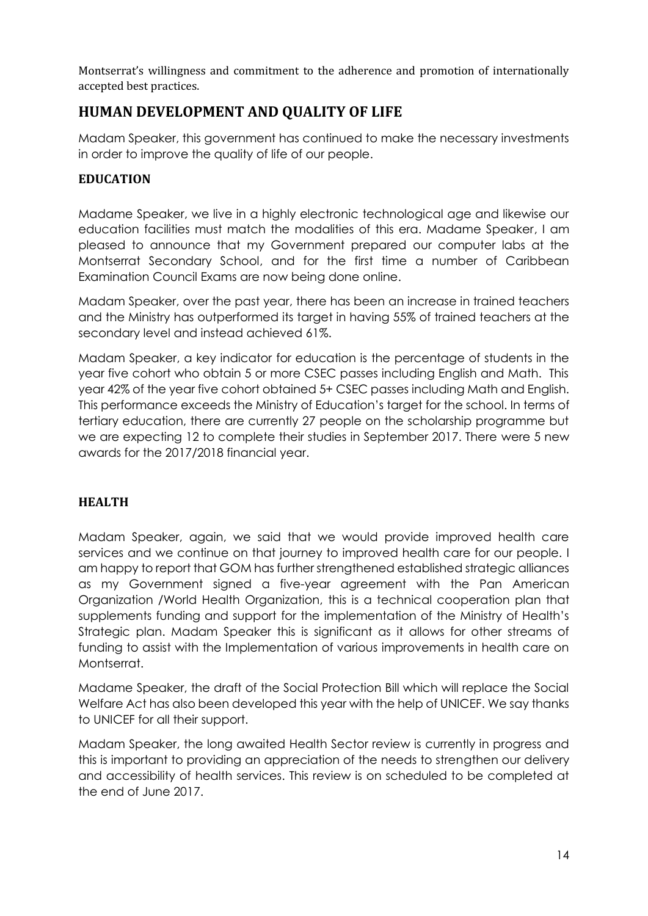Montserrat's willingness and commitment to the adherence and promotion of internationally accepted best practices.

## HUMAN DEVELOPMENT AND QUALITY OF LIFE

Madam Speaker, this government has continued to make the necessary investments in order to improve the quality of life of our people.

### EDUCATION

Madame Speaker, we live in a highly electronic technological age and likewise our education facilities must match the modalities of this era. Madame Speaker, I am pleased to announce that my Government prepared our computer labs at the Montserrat Secondary School, and for the first time a number of Caribbean Examination Council Exams are now being done online.

Madam Speaker, over the past year, there has been an increase in trained teachers and the Ministry has outperformed its target in having 55% of trained teachers at the secondary level and instead achieved 61%.

Madam Speaker, a key indicator for education is the percentage of students in the year five cohort who obtain 5 or more CSEC passes including English and Math. This year 42% of the year five cohort obtained 5+ CSEC passes including Math and English. This performance exceeds the Ministry of Education's target for the school. In terms of tertiary education, there are currently 27 people on the scholarship programme but we are expecting 12 to complete their studies in September 2017. There were 5 new awards for the 2017/2018 financial year.

### HEALTH

Madam Speaker, again, we said that we would provide improved health care services and we continue on that journey to improved health care for our people. I am happy to report that GOM has further strengthened established strategic alliances as my Government signed a five-year agreement with the Pan American Organization /World Health Organization, this is a technical cooperation plan that supplements funding and support for the implementation of the Ministry of Health's Strategic plan. Madam Speaker this is significant as it allows for other streams of funding to assist with the Implementation of various improvements in health care on Montserrat.

Madame Speaker, the draft of the Social Protection Bill which will replace the Social Welfare Act has also been developed this year with the help of UNICEF. We say thanks to UNICEF for all their support.

Madam Speaker, the long awaited Health Sector review is currently in progress and this is important to providing an appreciation of the needs to strengthen our delivery and accessibility of health services. This review is on scheduled to be completed at the end of June 2017.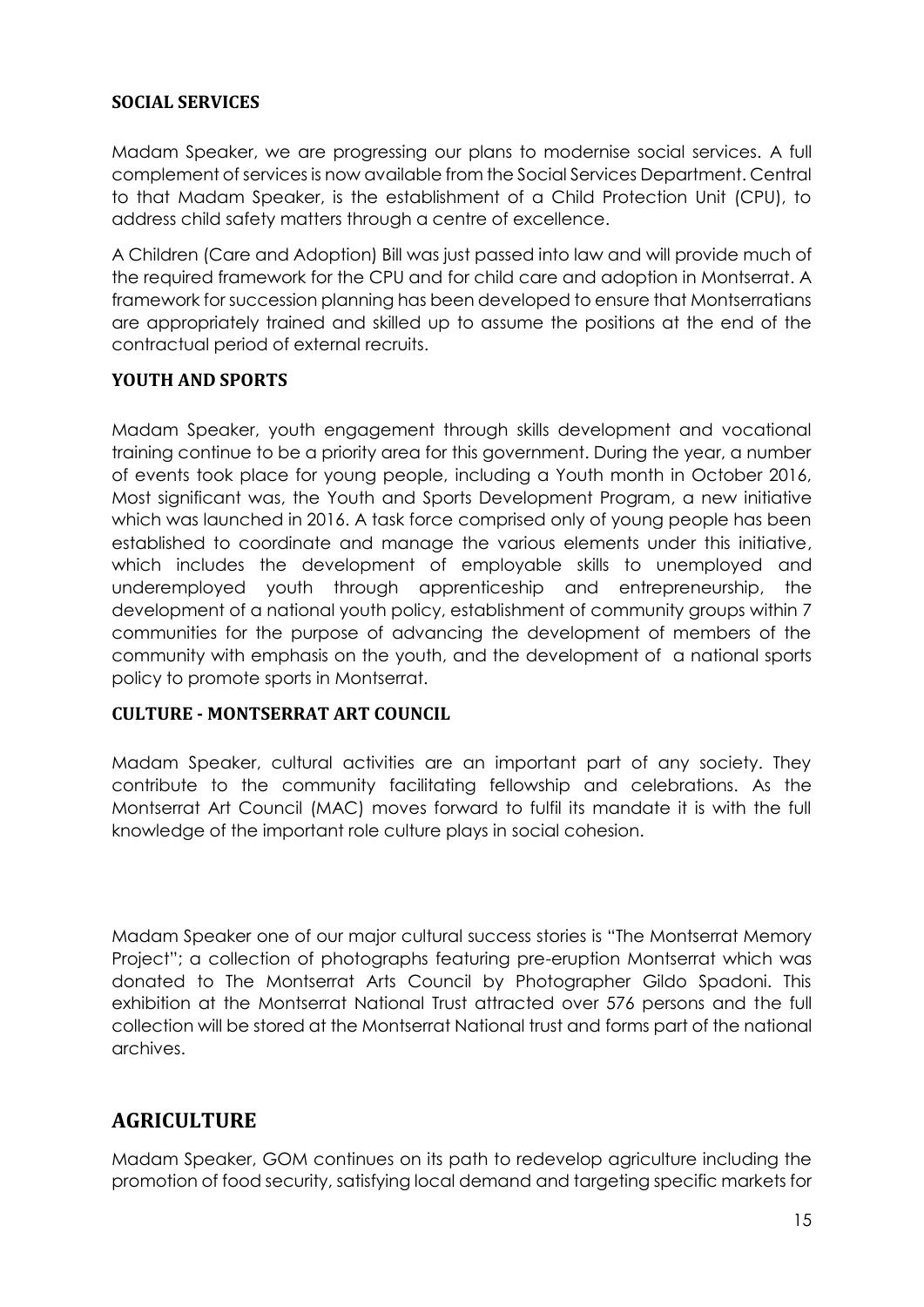### **SOCIAL SERVICES**

Madam Speaker, we are progressing our plans to modernise social services. A full complement of services is now available from the Social Services Department. Central to that Madam Speaker, is the establishment of a Child Protection Unit (CPU), to address child safety matters through a centre of excellence.

A Children (Care and Adoption) Bill was just passed into law and will provide much of the required framework for the CPU and for child care and adoption in Montserrat. A framework for succession planning has been developed to ensure that Montserratians are appropriately trained and skilled up to assume the positions at the end of the contractual period of external recruits.

### **YOUTH AND SPORTS**

Madam Speaker, youth engagement through skills development and vocational training continue to be a priority area for this government. During the year, a number of events took place for young people, including a Youth month in October 2016, Most significant was, the Youth and Sports Development Program, a new initiative which was launched in 2016. A task force comprised only of young people has been established to coordinate and manage the various elements under this initiative, which includes the development of employable skills to unemployed and underemployed youth through apprenticeship and entrepreneurship, the development of a national youth policy, establishment of community groups within 7 communities for the purpose of advancing the development of members of the community with emphasis on the youth, and the development of a national sports policy to promote sports in Montserrat.

### **CULTURE - MONTSERRAT ART COUNCIL**

Madam Speaker, cultural activities are an important part of any society. They contribute to the community facilitating fellowship and celebrations. As the Montserrat Art Council (MAC) moves forward to fulfil its mandate it is with the full knowledge of the important role culture plays in social cohesion.

Madam Speaker one of our major cultural success stories is "The Montserrat Memory Project"; a collection of photographs featuring pre-eruption Montserrat which was donated to The Montserrat Arts Council by Photographer Gildo Spadoni. This exhibition at the Montserrat National Trust attracted over 576 persons and the full collection will be stored at the Montserrat National trust and forms part of the national archives.

## **AGRICULTURE**

Madam Speaker, GOM continues on its path to redevelop agriculture including the promotion of food security, satisfying local demand and targeting specific markets for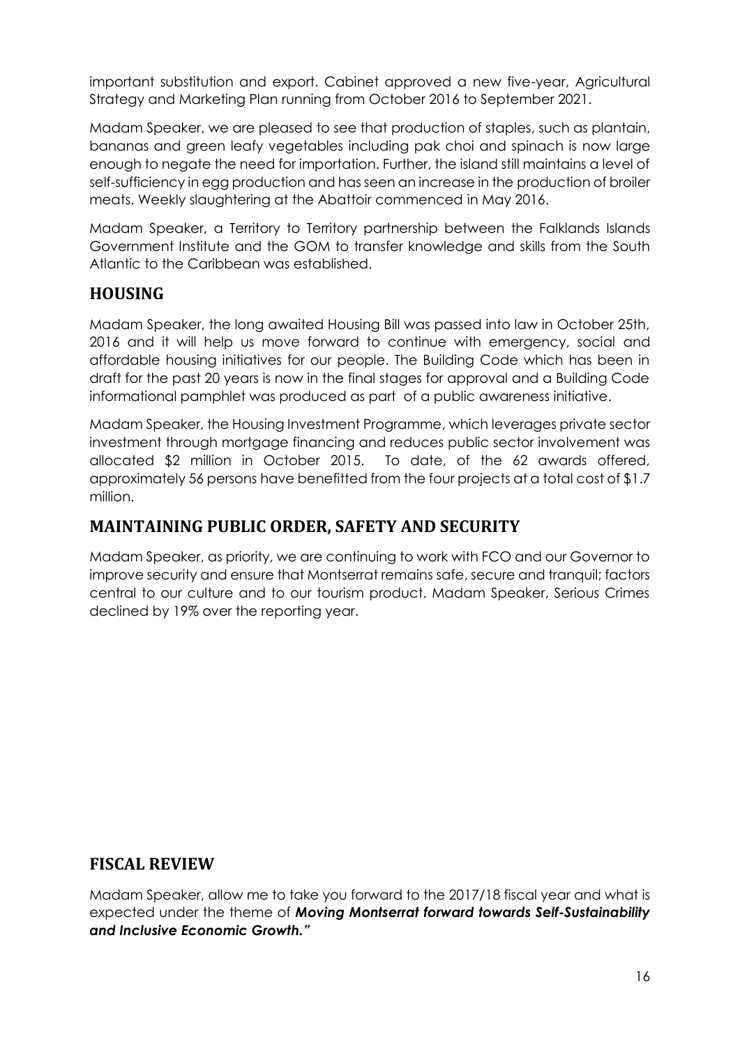important substitution and export. Cabinet approved a new five-year, Agricultural Strategy and Marketing Plan running from October 2016 to September 2021.

Madam Speaker, we are pleased to see that production of staples, such as plantain, bananas and green leafy vegetables including pak choi and spinach is now large enough to negate the need for importation. Further, the island still maintains a level of self-sufficiency in egg production and has seen an increase in the production of broiler meats. Weekly slaughtering at the Abattoir commenced in May 2016.

Madam Speaker, a Territory to Territory partnership between the Falklands Islands Government Institute and the GOM to transfer knowledge and skills from the South Atlantic to the Caribbean was established.

## HOUSING

Madam Speaker, the long awaited Housing Bill was passed into law in October 25th, 2016 and it will help us move forward to continue with emergency, social and affordable housing initiatives for our people. The Building Code which has been in draft for the past 20 years is now in the final stages for approval and a Building Code informational pamphlet was produced as part of a public awareness initiative.

Madam Speaker, the Housing Investment Programme, which leverages private sector investment through mortgage financing and reduces public sector involvement was allocated $2 million in October 2015. To date, of the 62 awards offered, approximately 56 persons have benefitted from the four projects at a total cost of $1.7 million.

## MAINTAINING PUBLIC ORDER, SAFETY AND SECURITY

Madam Speaker, as priority, we are continuing to work with FCO and our Governor to improve security and ensure that Montserrat remains safe, secure and tranquil; factors central to our culture and to our tourism product. Madam Speaker, Serious Crimes declined by 19% over the reporting year.

## FISCAL REVIEW

Madam Speaker, allow me to take you forward to the 2017/18 fiscal year and what is expected under the theme of ***Moving Montserrat forward towards Self-Sustainability and Inclusive Economic Growth."***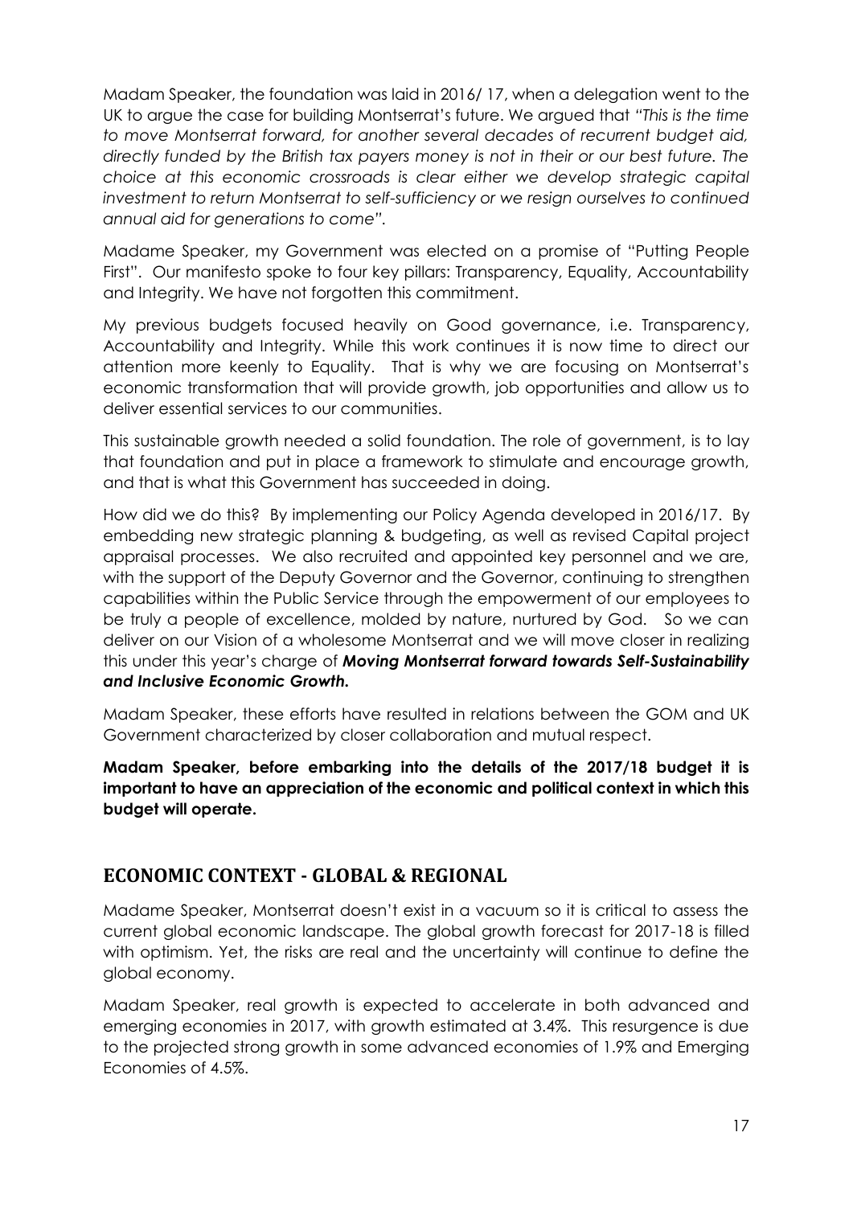Madam Speaker, the foundation was laid in 2016/ 17, when a delegation went to the UK to argue the case for building Montserrat's future. We argued that *"This is the time to move Montserrat forward, for another several decades of recurrent budget aid, directly funded by the British tax payers money is not in their or our best future. The choice at this economic crossroads is clear either we develop strategic capital investment to return Montserrat to self-sufficiency or we resign ourselves to continued annual aid for generations to come".*

Madame Speaker, my Government was elected on a promise of "Putting People First". Our manifesto spoke to four key pillars: Transparency, Equality, Accountability and Integrity. We have not forgotten this commitment.

My previous budgets focused heavily on Good governance, i.e. Transparency, Accountability and Integrity. While this work continues it is now time to direct our attention more keenly to Equality. That is why we are focusing on Montserrat's economic transformation that will provide growth, job opportunities and allow us to deliver essential services to our communities.

This sustainable growth needed a solid foundation. The role of government, is to lay that foundation and put in place a framework to stimulate and encourage growth, and that is what this Government has succeeded in doing.

How did we do this? By implementing our Policy Agenda developed in 2016/17. By embedding new strategic planning & budgeting, as well as revised Capital project appraisal processes. We also recruited and appointed key personnel and we are, with the support of the Deputy Governor and the Governor, continuing to strengthen capabilities within the Public Service through the empowerment of our employees to be truly a people of excellence, molded by nature, nurtured by God. So we can deliver on our Vision of a wholesome Montserrat and we will move closer in realizing this under this year's charge of ***Moving Montserrat forward towards Self-Sustainability and Inclusive Economic Growth.***

Madam Speaker, these efforts have resulted in relations between the GOM and UK Government characterized by closer collaboration and mutual respect.

**Madam Speaker, before embarking into the details of the 2017/18 budget it is important to have an appreciation of the economic and political context in which this budget will operate.**

## ECONOMIC CONTEXT - GLOBAL & REGIONAL

Madame Speaker, Montserrat doesn't exist in a vacuum so it is critical to assess the current global economic landscape. The global growth forecast for 2017-18 is filled with optimism. Yet, the risks are real and the uncertainty will continue to define the global economy.

Madam Speaker, real growth is expected to accelerate in both advanced and emerging economies in 2017, with growth estimated at 3.4%. This resurgence is due to the projected strong growth in some advanced economies of 1.9% and Emerging Economies of 4.5%.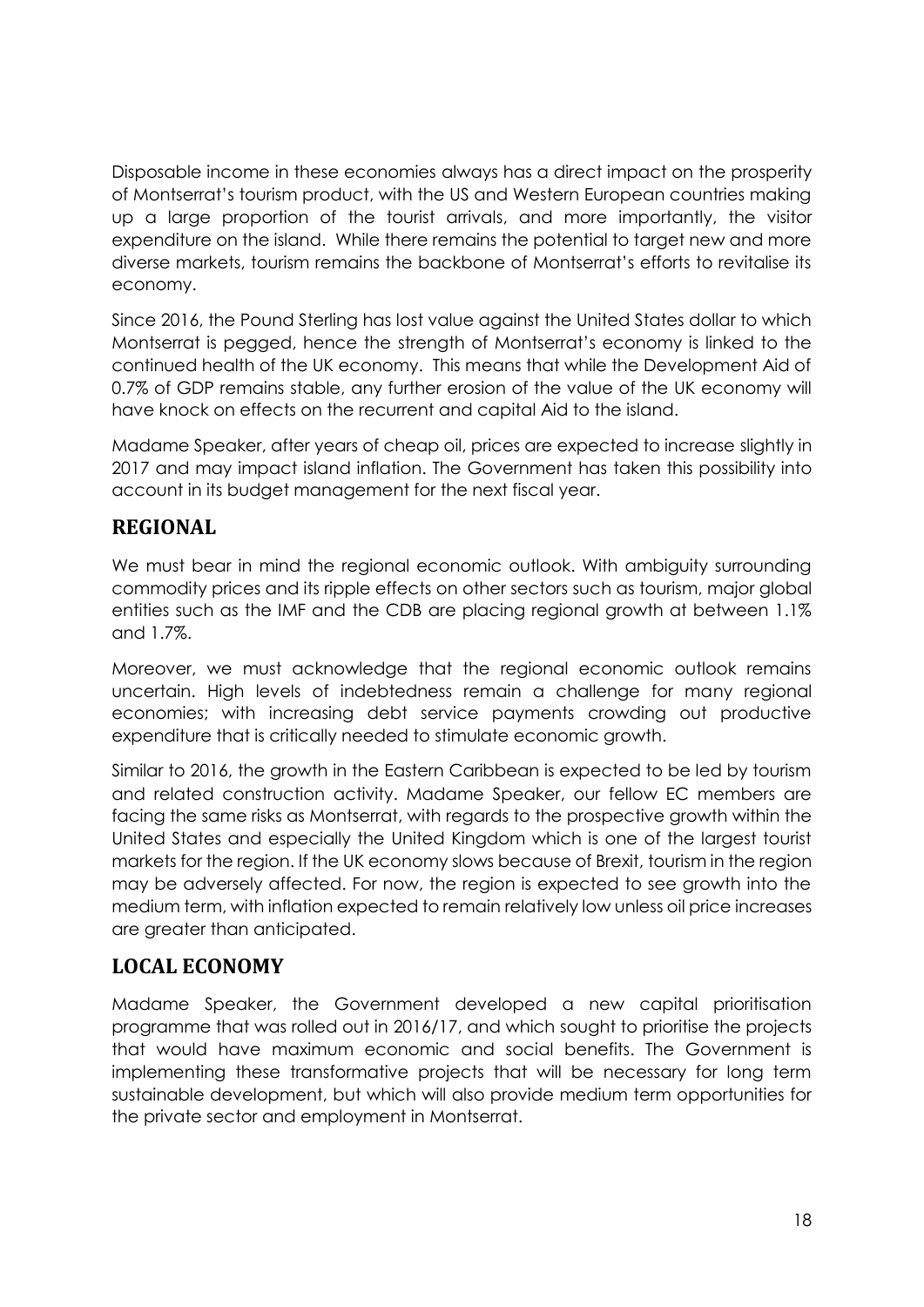Disposable income in these economies always has a direct impact on the prosperity of Montserrat's tourism product, with the US and Western European countries making up a large proportion of the tourist arrivals, and more importantly, the visitor expenditure on the island. While there remains the potential to target new and more diverse markets, tourism remains the backbone of Montserrat's efforts to revitalise its economy.

Since 2016, the Pound Sterling has lost value against the United States dollar to which Montserrat is pegged, hence the strength of Montserrat's economy is linked to the continued health of the UK economy. This means that while the Development Aid of 0.7% of GDP remains stable, any further erosion of the value of the UK economy will have knock on effects on the recurrent and capital Aid to the island.

Madame Speaker, after years of cheap oil, prices are expected to increase slightly in 2017 and may impact island inflation. The Government has taken this possibility into account in its budget management for the next fiscal year.

## REGIONAL

We must bear in mind the regional economic outlook. With ambiguity surrounding commodity prices and its ripple effects on other sectors such as tourism, major global entities such as the IMF and the CDB are placing regional growth at between 1.1% and 1.7%.

Moreover, we must acknowledge that the regional economic outlook remains uncertain. High levels of indebtedness remain a challenge for many regional economies; with increasing debt service payments crowding out productive expenditure that is critically needed to stimulate economic growth.

Similar to 2016, the growth in the Eastern Caribbean is expected to be led by tourism and related construction activity. Madame Speaker, our fellow EC members are facing the same risks as Montserrat, with regards to the prospective growth within the United States and especially the United Kingdom which is one of the largest tourist markets for the region. If the UK economy slows because of Brexit, tourism in the region may be adversely affected. For now, the region is expected to see growth into the medium term, with inflation expected to remain relatively low unless oil price increases are greater than anticipated.

## LOCAL ECONOMY

Madame Speaker, the Government developed a new capital prioritisation programme that was rolled out in 2016/17, and which sought to prioritise the projects that would have maximum economic and social benefits. The Government is implementing these transformative projects that will be necessary for long term sustainable development, but which will also provide medium term opportunities for the private sector and employment in Montserrat.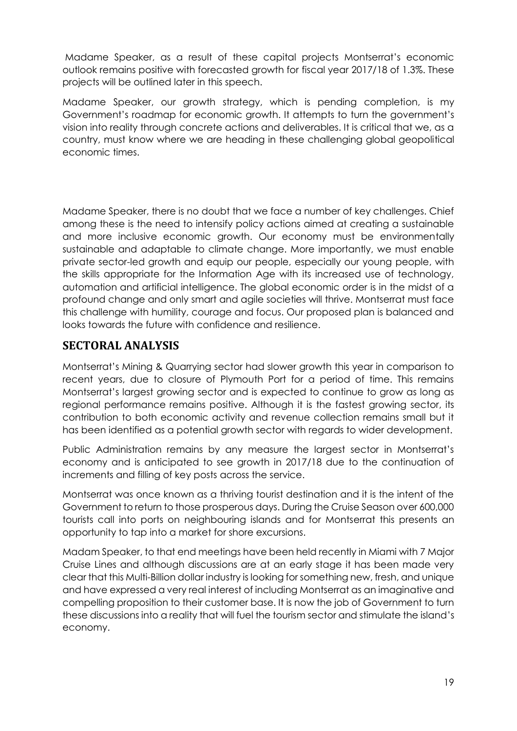Madame Speaker, as a result of these capital projects Montserrat's economic outlook remains positive with forecasted growth for fiscal year 2017/18 of 1.3%. These projects will be outlined later in this speech.

Madame Speaker, our growth strategy, which is pending completion, is my Government's roadmap for economic growth. It attempts to turn the government's vision into reality through concrete actions and deliverables. It is critical that we, as a country, must know where we are heading in these challenging global geopolitical economic times.

Madame Speaker, there is no doubt that we face a number of key challenges. Chief among these is the need to intensify policy actions aimed at creating a sustainable and more inclusive economic growth. Our economy must be environmentally sustainable and adaptable to climate change. More importantly, we must enable private sector-led growth and equip our people, especially our young people, with the skills appropriate for the Information Age with its increased use of technology, automation and artificial intelligence. The global economic order is in the midst of a profound change and only smart and agile societies will thrive. Montserrat must face this challenge with humility, courage and focus. Our proposed plan is balanced and looks towards the future with confidence and resilience.

## SECTORAL ANALYSIS

Montserrat's Mining & Quarrying sector had slower growth this year in comparison to recent years, due to closure of Plymouth Port for a period of time. This remains Montserrat's largest growing sector and is expected to continue to grow as long as regional performance remains positive. Although it is the fastest growing sector, its contribution to both economic activity and revenue collection remains small but it has been identified as a potential growth sector with regards to wider development.

Public Administration remains by any measure the largest sector in Montserrat's economy and is anticipated to see growth in 2017/18 due to the continuation of increments and filling of key posts across the service.

Montserrat was once known as a thriving tourist destination and it is the intent of the Government to return to those prosperous days. During the Cruise Season over 600,000 tourists call into ports on neighbouring islands and for Montserrat this presents an opportunity to tap into a market for shore excursions.

Madam Speaker, to that end meetings have been held recently in Miami with 7 Major Cruise Lines and although discussions are at an early stage it has been made very clear that this Multi-Billion dollar industry is looking for something new, fresh, and unique and have expressed a very real interest of including Montserrat as an imaginative and compelling proposition to their customer base. It is now the job of Government to turn these discussions into a reality that will fuel the tourism sector and stimulate the island's economy.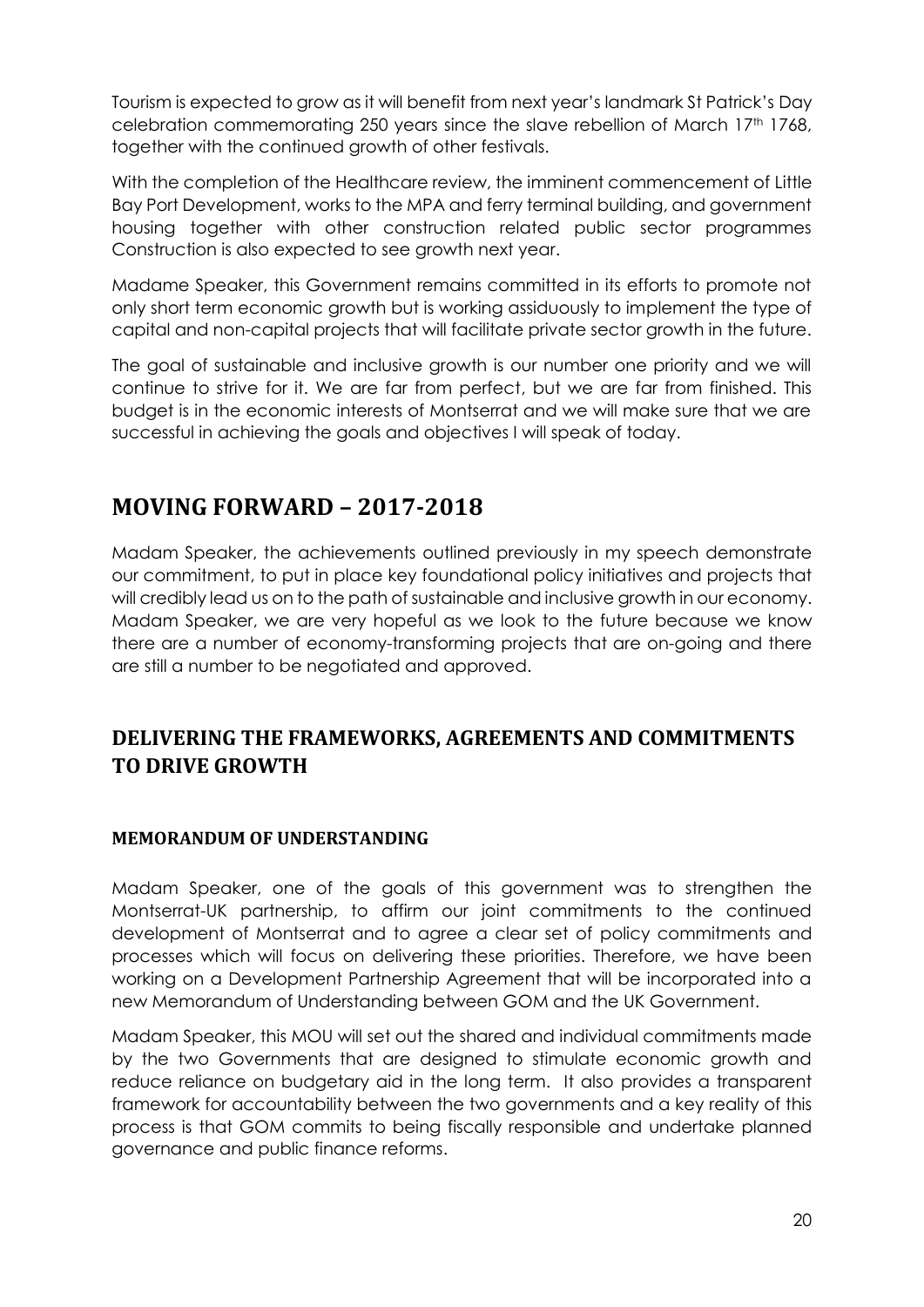Tourism is expected to grow as it will benefit from next year's landmark St Patrick's Day celebration commemorating 250 years since the slave rebellion of March 17th 1768, together with the continued growth of other festivals.

With the completion of the Healthcare review, the imminent commencement of Little Bay Port Development, works to the MPA and ferry terminal building, and government housing together with other construction related public sector programmes Construction is also expected to see growth next year.

Madame Speaker, this Government remains committed in its efforts to promote not only short term economic growth but is working assiduously to implement the type of capital and non-capital projects that will facilitate private sector growth in the future.

The goal of sustainable and inclusive growth is our number one priority and we will continue to strive for it. We are far from perfect, but we are far from finished. This budget is in the economic interests of Montserrat and we will make sure that we are successful in achieving the goals and objectives I will speak of today.

# MOVING FORWARD – 2017-2018

Madam Speaker, the achievements outlined previously in my speech demonstrate our commitment, to put in place key foundational policy initiatives and projects that will credibly lead us on to the path of sustainable and inclusive growth in our economy. Madam Speaker, we are very hopeful as we look to the future because we know there are a number of economy-transforming projects that are on-going and there are still a number to be negotiated and approved.

## DELIVERING THE FRAMEWORKS, AGREEMENTS AND COMMITMENTS TO DRIVE GROWTH

### MEMORANDUM OF UNDERSTANDING

Madam Speaker, one of the goals of this government was to strengthen the Montserrat-UK partnership, to affirm our joint commitments to the continued development of Montserrat and to agree a clear set of policy commitments and processes which will focus on delivering these priorities. Therefore, we have been working on a Development Partnership Agreement that will be incorporated into a new Memorandum of Understanding between GOM and the UK Government.

Madam Speaker, this MOU will set out the shared and individual commitments made by the two Governments that are designed to stimulate economic growth and reduce reliance on budgetary aid in the long term. It also provides a transparent framework for accountability between the two governments and a key reality of this process is that GOM commits to being fiscally responsible and undertake planned governance and public finance reforms.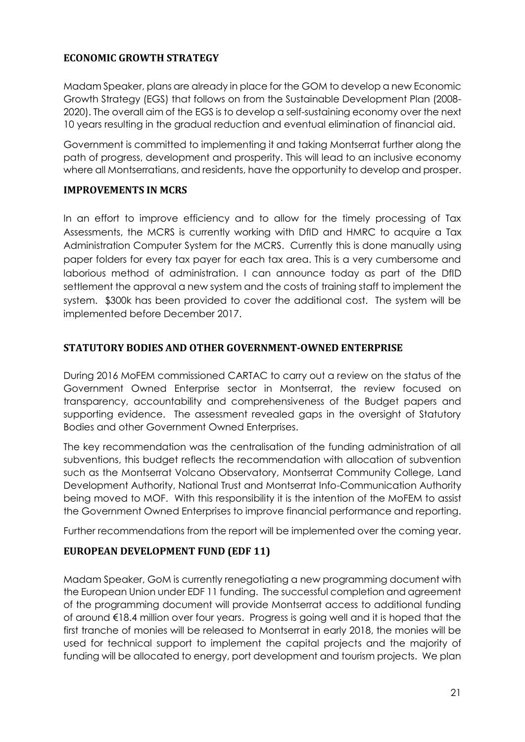## ECONOMIC GROWTH STRATEGY

Madam Speaker, plans are already in place for the GOM to develop a new Economic Growth Strategy (EGS) that follows on from the Sustainable Development Plan (2008-2020). The overall aim of the EGS is to develop a self-sustaining economy over the next 10 years resulting in the gradual reduction and eventual elimination of financial aid.

Government is committed to implementing it and taking Montserrat further along the path of progress, development and prosperity. This will lead to an inclusive economy where all Montserratians, and residents, have the opportunity to develop and prosper.

## IMPROVEMENTS IN MCRS

In an effort to improve efficiency and to allow for the timely processing of Tax Assessments, the MCRS is currently working with DfID and HMRC to acquire a Tax Administration Computer System for the MCRS. Currently this is done manually using paper folders for every tax payer for each tax area. This is a very cumbersome and laborious method of administration. I can announce today as part of the DfID settlement the approval a new system and the costs of training staff to implement the system. $300k has been provided to cover the additional cost. The system will be implemented before December 2017.

## STATUTORY BODIES AND OTHER GOVERNMENT-OWNED ENTERPRISE

During 2016 MoFEM commissioned CARTAC to carry out a review on the status of the Government Owned Enterprise sector in Montserrat, the review focused on transparency, accountability and comprehensiveness of the Budget papers and supporting evidence. The assessment revealed gaps in the oversight of Statutory Bodies and other Government Owned Enterprises.

The key recommendation was the centralisation of the funding administration of all subventions, this budget reflects the recommendation with allocation of subvention such as the Montserrat Volcano Observatory, Montserrat Community College, Land Development Authority, National Trust and Montserrat Info-Communication Authority being moved to MOF. With this responsibility it is the intention of the MoFEM to assist the Government Owned Enterprises to improve financial performance and reporting.

Further recommendations from the report will be implemented over the coming year.

## EUROPEAN DEVELOPMENT FUND (EDF 11)

Madam Speaker, GoM is currently renegotiating a new programming document with the European Union under EDF 11 funding. The successful completion and agreement of the programming document will provide Montserrat access to additional funding of around €18.4 million over four years. Progress is going well and it is hoped that the first tranche of monies will be released to Montserrat in early 2018, the monies will be used for technical support to implement the capital projects and the majority of funding will be allocated to energy, port development and tourism projects. We plan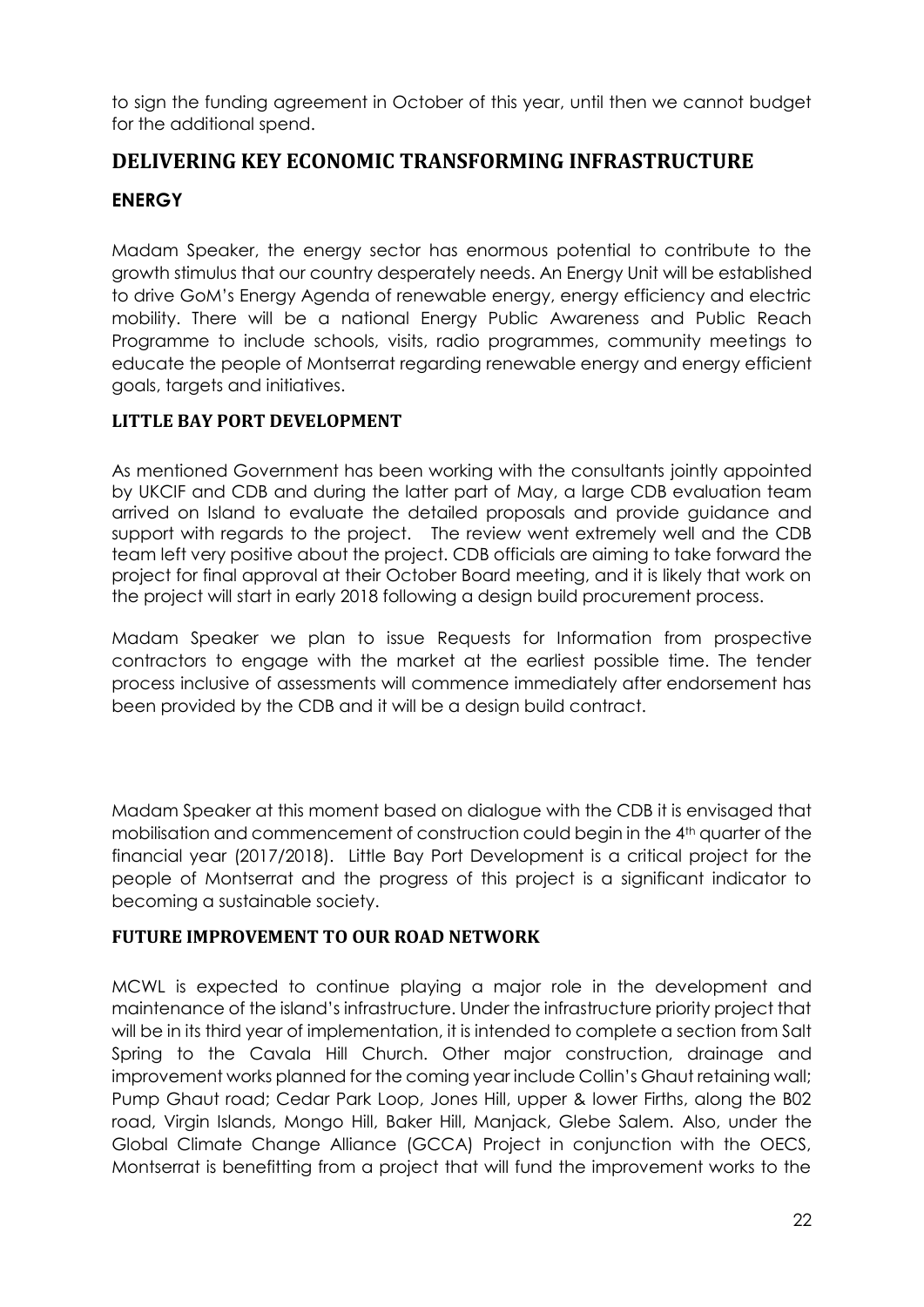to sign the funding agreement in October of this year, until then we cannot budget for the additional spend.

## DELIVERING KEY ECONOMIC TRANSFORMING INFRASTRUCTURE

### ENERGY

Madam Speaker, the energy sector has enormous potential to contribute to the growth stimulus that our country desperately needs. An Energy Unit will be established to drive GoM's Energy Agenda of renewable energy, energy efficiency and electric mobility. There will be a national Energy Public Awareness and Public Reach Programme to include schools, visits, radio programmes, community meetings to educate the people of Montserrat regarding renewable energy and energy efficient goals, targets and initiatives.

### LITTLE BAY PORT DEVELOPMENT

As mentioned Government has been working with the consultants jointly appointed by UKCIF and CDB and during the latter part of May, a large CDB evaluation team arrived on Island to evaluate the detailed proposals and provide guidance and support with regards to the project. The review went extremely well and the CDB team left very positive about the project. CDB officials are aiming to take forward the project for final approval at their October Board meeting, and it is likely that work on the project will start in early 2018 following a design build procurement process.

Madam Speaker we plan to issue Requests for Information from prospective contractors to engage with the market at the earliest possible time. The tender process inclusive of assessments will commence immediately after endorsement has been provided by the CDB and it will be a design build contract.

Madam Speaker at this moment based on dialogue with the CDB it is envisaged that mobilisation and commencement of construction could begin in the 4th quarter of the financial year (2017/2018). Little Bay Port Development is a critical project for the people of Montserrat and the progress of this project is a significant indicator to becoming a sustainable society.

### FUTURE IMPROVEMENT TO OUR ROAD NETWORK

MCWL is expected to continue playing a major role in the development and maintenance of the island's infrastructure. Under the infrastructure priority project that will be in its third year of implementation, it is intended to complete a section from Salt Spring to the Cavala Hill Church. Other major construction, drainage and improvement works planned for the coming year include Collin's Ghaut retaining wall; Pump Ghaut road; Cedar Park Loop, Jones Hill, upper & lower Firths, along the B02 road, Virgin Islands, Mongo Hill, Baker Hill, Manjack, Glebe Salem. Also, under the Global Climate Change Alliance (GCCA) Project in conjunction with the OECS, Montserrat is benefitting from a project that will fund the improvement works to the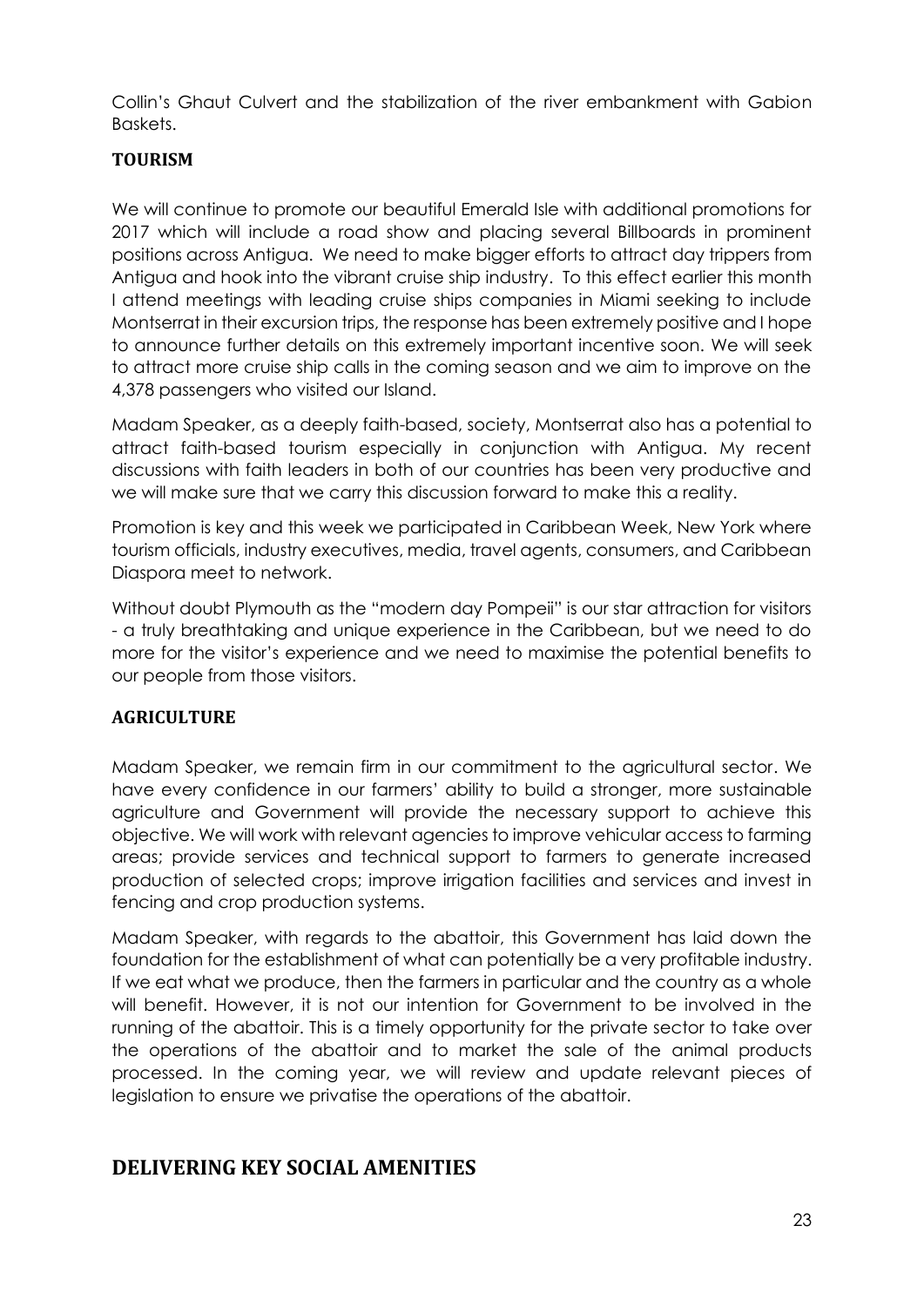Collin's Ghaut Culvert and the stabilization of the river embankment with Gabion Baskets.

### TOURISM

We will continue to promote our beautiful Emerald Isle with additional promotions for 2017 which will include a road show and placing several Billboards in prominent positions across Antigua. We need to make bigger efforts to attract day trippers from Antigua and hook into the vibrant cruise ship industry. To this effect earlier this month I attend meetings with leading cruise ships companies in Miami seeking to include Montserrat in their excursion trips, the response has been extremely positive and I hope to announce further details on this extremely important incentive soon. We will seek to attract more cruise ship calls in the coming season and we aim to improve on the 4,378 passengers who visited our Island.

Madam Speaker, as a deeply faith-based, society, Montserrat also has a potential to attract faith-based tourism especially in conjunction with Antigua. My recent discussions with faith leaders in both of our countries has been very productive and we will make sure that we carry this discussion forward to make this a reality.

Promotion is key and this week we participated in Caribbean Week, New York where tourism officials, industry executives, media, travel agents, consumers, and Caribbean Diaspora meet to network.

Without doubt Plymouth as the "modern day Pompeii" is our star attraction for visitors - a truly breathtaking and unique experience in the Caribbean, but we need to do more for the visitor's experience and we need to maximise the potential benefits to our people from those visitors.

### AGRICULTURE

Madam Speaker, we remain firm in our commitment to the agricultural sector. We have every confidence in our farmers' ability to build a stronger, more sustainable agriculture and Government will provide the necessary support to achieve this objective. We will work with relevant agencies to improve vehicular access to farming areas; provide services and technical support to farmers to generate increased production of selected crops; improve irrigation facilities and services and invest in fencing and crop production systems.

Madam Speaker, with regards to the abattoir, this Government has laid down the foundation for the establishment of what can potentially be a very profitable industry. If we eat what we produce, then the farmers in particular and the country as a whole will benefit. However, it is not our intention for Government to be involved in the running of the abattoir. This is a timely opportunity for the private sector to take over the operations of the abattoir and to market the sale of the animal products processed. In the coming year, we will review and update relevant pieces of legislation to ensure we privatise the operations of the abattoir.

## DELIVERING KEY SOCIAL AMENITIES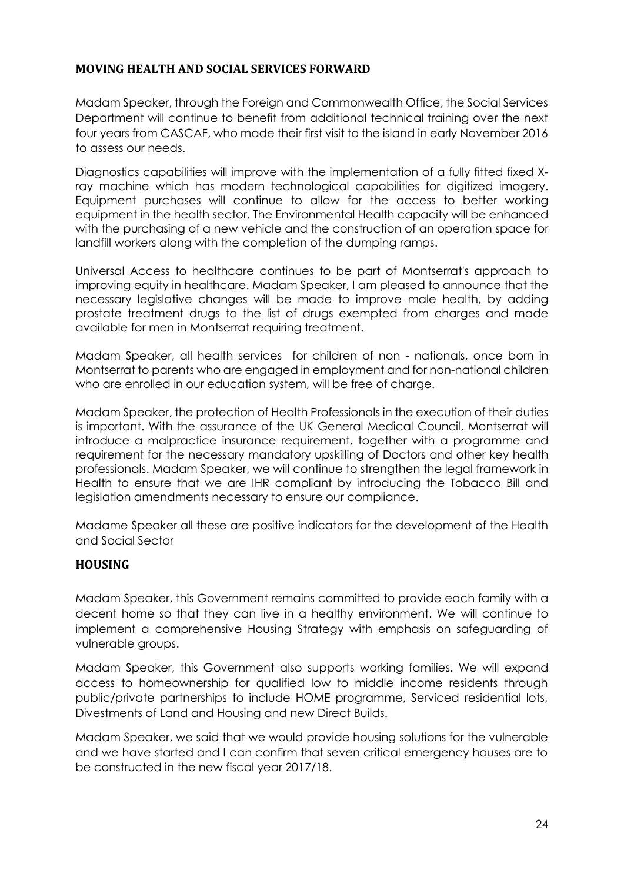## MOVING HEALTH AND SOCIAL SERVICES FORWARD

Madam Speaker, through the Foreign and Commonwealth Office, the Social Services Department will continue to benefit from additional technical training over the next four years from CASCAF, who made their first visit to the island in early November 2016 to assess our needs.

Diagnostics capabilities will improve with the implementation of a fully fitted fixed X-ray machine which has modern technological capabilities for digitized imagery. Equipment purchases will continue to allow for the access to better working equipment in the health sector. The Environmental Health capacity will be enhanced with the purchasing of a new vehicle and the construction of an operation space for landfill workers along with the completion of the dumping ramps.

Universal Access to healthcare continues to be part of Montserrat's approach to improving equity in healthcare. Madam Speaker, I am pleased to announce that the necessary legislative changes will be made to improve male health, by adding prostate treatment drugs to the list of drugs exempted from charges and made available for men in Montserrat requiring treatment.

Madam Speaker, all health services for children of non - nationals, once born in Montserrat to parents who are engaged in employment and for non-national children who are enrolled in our education system, will be free of charge.

Madam Speaker, the protection of Health Professionals in the execution of their duties is important. With the assurance of the UK General Medical Council, Montserrat will introduce a malpractice insurance requirement, together with a programme and requirement for the necessary mandatory upskilling of Doctors and other key health professionals. Madam Speaker, we will continue to strengthen the legal framework in Health to ensure that we are IHR compliant by introducing the Tobacco Bill and legislation amendments necessary to ensure our compliance.

Madame Speaker all these are positive indicators for the development of the Health and Social Sector

## HOUSING

Madam Speaker, this Government remains committed to provide each family with a decent home so that they can live in a healthy environment. We will continue to implement a comprehensive Housing Strategy with emphasis on safeguarding of vulnerable groups.

Madam Speaker, this Government also supports working families. We will expand access to homeownership for qualified low to middle income residents through public/private partnerships to include HOME programme, Serviced residential lots, Divestments of Land and Housing and new Direct Builds.

Madam Speaker, we said that we would provide housing solutions for the vulnerable and we have started and I can confirm that seven critical emergency houses are to be constructed in the new fiscal year 2017/18.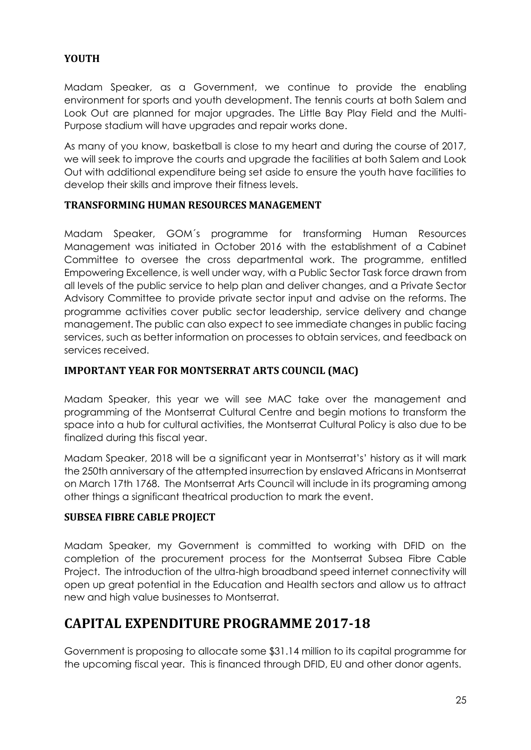### YOUTH

Madam Speaker, as a Government, we continue to provide the enabling environment for sports and youth development. The tennis courts at both Salem and Look Out are planned for major upgrades. The Little Bay Play Field and the Multi-Purpose stadium will have upgrades and repair works done.

As many of you know, basketball is close to my heart and during the course of 2017, we will seek to improve the courts and upgrade the facilities at both Salem and Look Out with additional expenditure being set aside to ensure the youth have facilities to develop their skills and improve their fitness levels.

### TRANSFORMING HUMAN RESOURCES MANAGEMENT

Madam Speaker, GOM´s programme for transforming Human Resources Management was initiated in October 2016 with the establishment of a Cabinet Committee to oversee the cross departmental work. The programme, entitled Empowering Excellence, is well under way, with a Public Sector Task force drawn from all levels of the public service to help plan and deliver changes, and a Private Sector Advisory Committee to provide private sector input and advise on the reforms. The programme activities cover public sector leadership, service delivery and change management. The public can also expect to see immediate changes in public facing services, such as better information on processes to obtain services, and feedback on services received.

### IMPORTANT YEAR FOR MONTSERRAT ARTS COUNCIL (MAC)

Madam Speaker, this year we will see MAC take over the management and programming of the Montserrat Cultural Centre and begin motions to transform the space into a hub for cultural activities, the Montserrat Cultural Policy is also due to be finalized during this fiscal year.

Madam Speaker, 2018 will be a significant year in Montserrat's' history as it will mark the 250th anniversary of the attempted insurrection by enslaved Africans in Montserrat on March 17th 1768. The Montserrat Arts Council will include in its programing among other things a significant theatrical production to mark the event.

### SUBSEA FIBRE CABLE PROJECT

Madam Speaker, my Government is committed to working with DFID on the completion of the procurement process for the Montserrat Subsea Fibre Cable Project. The introduction of the ultra-high broadband speed internet connectivity will open up great potential in the Education and Health sectors and allow us to attract new and high value businesses to Montserrat.

## CAPITAL EXPENDITURE PROGRAMME 2017-18

Government is proposing to allocate some $31.14 million to its capital programme for the upcoming fiscal year. This is financed through DFID, EU and other donor agents.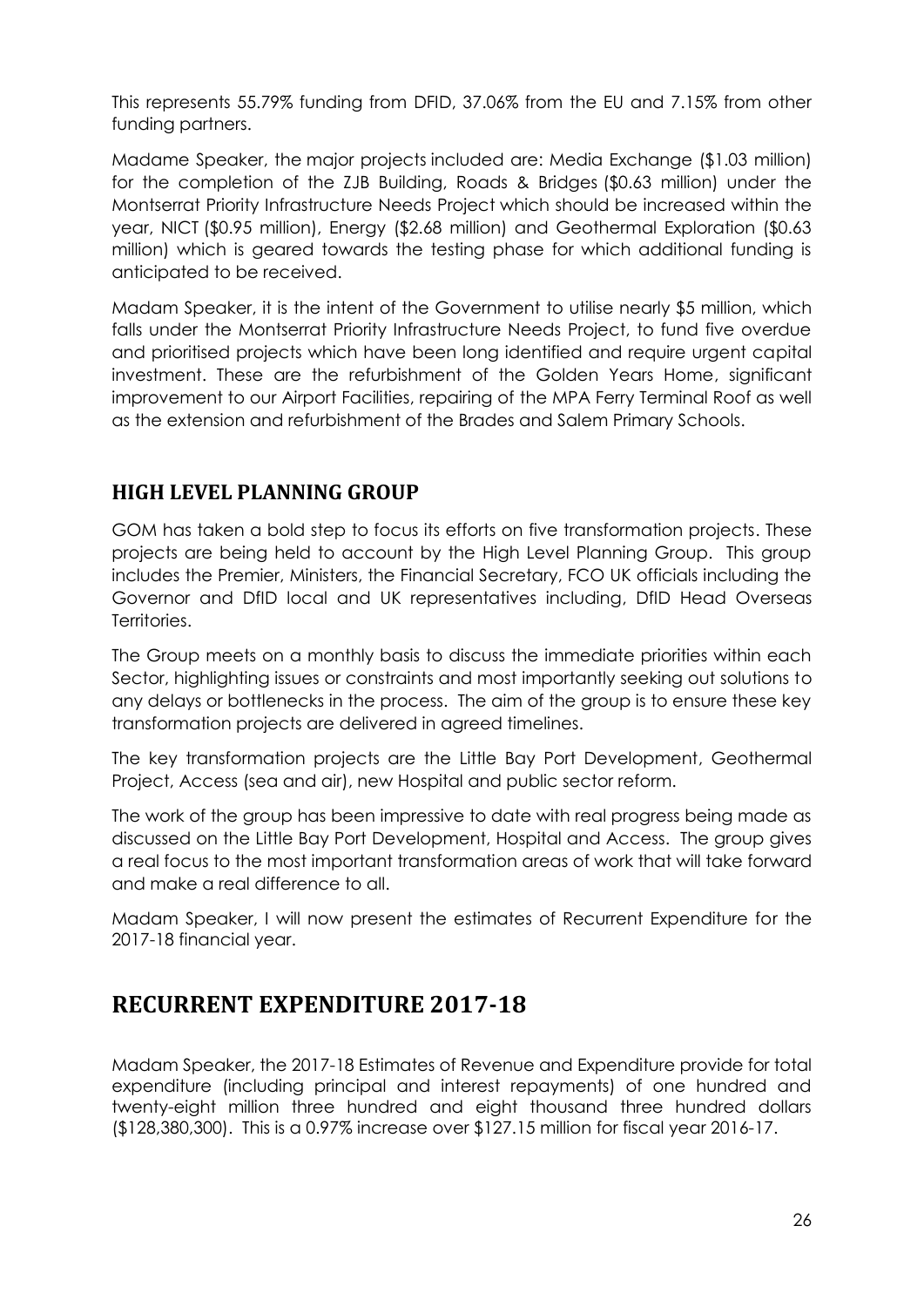This represents 55.79% funding from DFID, 37.06% from the EU and 7.15% from other funding partners.

Madame Speaker, the major projects included are: Media Exchange ($1.03 million) for the completion of the ZJB Building, Roads & Bridges ($0.63 million) under the Montserrat Priority Infrastructure Needs Project which should be increased within the year, NICT ($0.95 million), Energy ($2.68 million) and Geothermal Exploration ($0.63 million) which is geared towards the testing phase for which additional funding is anticipated to be received.

Madam Speaker, it is the intent of the Government to utilise nearly $5 million, which falls under the Montserrat Priority Infrastructure Needs Project, to fund five overdue and prioritised projects which have been long identified and require urgent capital investment. These are the refurbishment of the Golden Years Home, significant improvement to our Airport Facilities, repairing of the MPA Ferry Terminal Roof as well as the extension and refurbishment of the Brades and Salem Primary Schools.

## HIGH LEVEL PLANNING GROUP

GOM has taken a bold step to focus its efforts on five transformation projects. These projects are being held to account by the High Level Planning Group. This group includes the Premier, Ministers, the Financial Secretary, FCO UK officials including the Governor and DfID local and UK representatives including, DfID Head Overseas Territories.

The Group meets on a monthly basis to discuss the immediate priorities within each Sector, highlighting issues or constraints and most importantly seeking out solutions to any delays or bottlenecks in the process. The aim of the group is to ensure these key transformation projects are delivered in agreed timelines.

The key transformation projects are the Little Bay Port Development, Geothermal Project, Access (sea and air), new Hospital and public sector reform.

The work of the group has been impressive to date with real progress being made as discussed on the Little Bay Port Development, Hospital and Access. The group gives a real focus to the most important transformation areas of work that will take forward and make a real difference to all.

Madam Speaker, I will now present the estimates of Recurrent Expenditure for the 2017-18 financial year.

# RECURRENT EXPENDITURE 2017-18

Madam Speaker, the 2017-18 Estimates of Revenue and Expenditure provide for total expenditure (including principal and interest repayments) of one hundred and twenty-eight million three hundred and eight thousand three hundred dollars ($128,380,300). This is a 0.97% increase over $127.15 million for fiscal year 2016-17.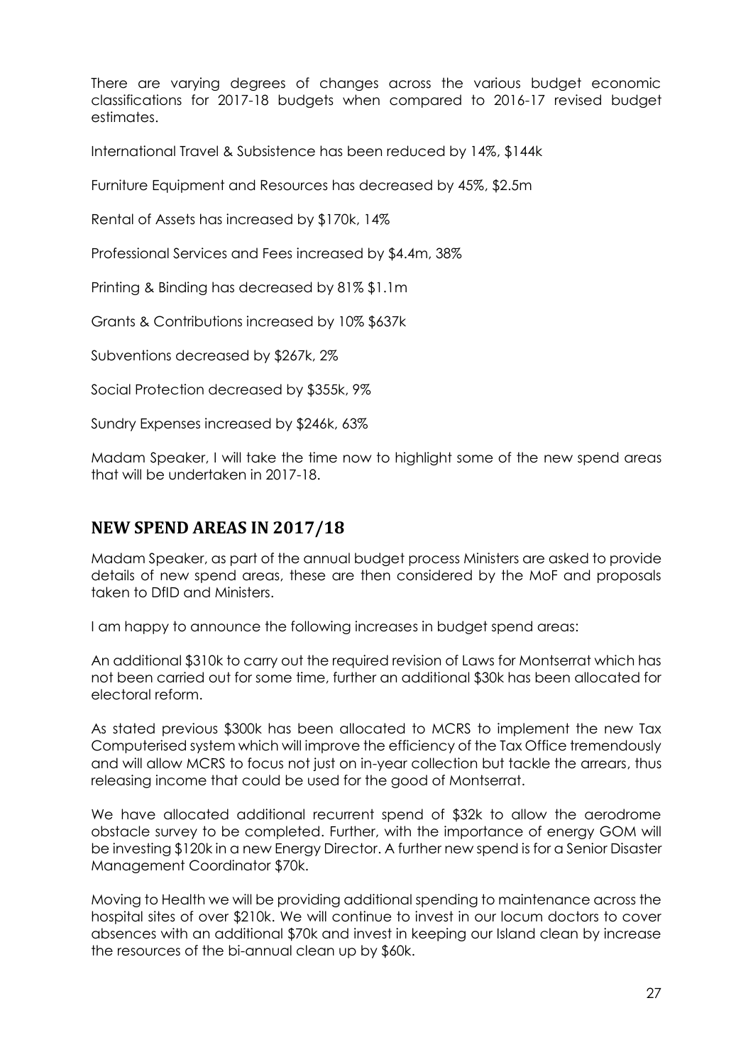There are varying degrees of changes across the various budget economic classifications for 2017-18 budgets when compared to 2016-17 revised budget estimates.

International Travel & Subsistence has been reduced by 14%, $144k

Furniture Equipment and Resources has decreased by 45%, $2.5m

Rental of Assets has increased by $170k, 14%

Professional Services and Fees increased by $4.4m, 38%

Printing & Binding has decreased by 81% $1.1m

Grants & Contributions increased by 10% $637k

Subventions decreased by $267k, 2%

Social Protection decreased by $355k, 9%

Sundry Expenses increased by $246k, 63%

Madam Speaker, I will take the time now to highlight some of the new spend areas that will be undertaken in 2017-18.

## NEW SPEND AREAS IN 2017/18

Madam Speaker, as part of the annual budget process Ministers are asked to provide details of new spend areas, these are then considered by the MoF and proposals taken to DfID and Ministers.

I am happy to announce the following increases in budget spend areas:

An additional $310k to carry out the required revision of Laws for Montserrat which has not been carried out for some time, further an additional $30k has been allocated for electoral reform.

As stated previous $300k has been allocated to MCRS to implement the new Tax Computerised system which will improve the efficiency of the Tax Office tremendously and will allow MCRS to focus not just on in-year collection but tackle the arrears, thus releasing income that could be used for the good of Montserrat.

We have allocated additional recurrent spend of $32k to allow the aerodrome obstacle survey to be completed. Further, with the importance of energy GOM will be investing $120k in a new Energy Director. A further new spend is for a Senior Disaster Management Coordinator $70k.

Moving to Health we will be providing additional spending to maintenance across the hospital sites of over $210k. We will continue to invest in our locum doctors to cover absences with an additional $70k and invest in keeping our Island clean by increase the resources of the bi-annual clean up by $60k.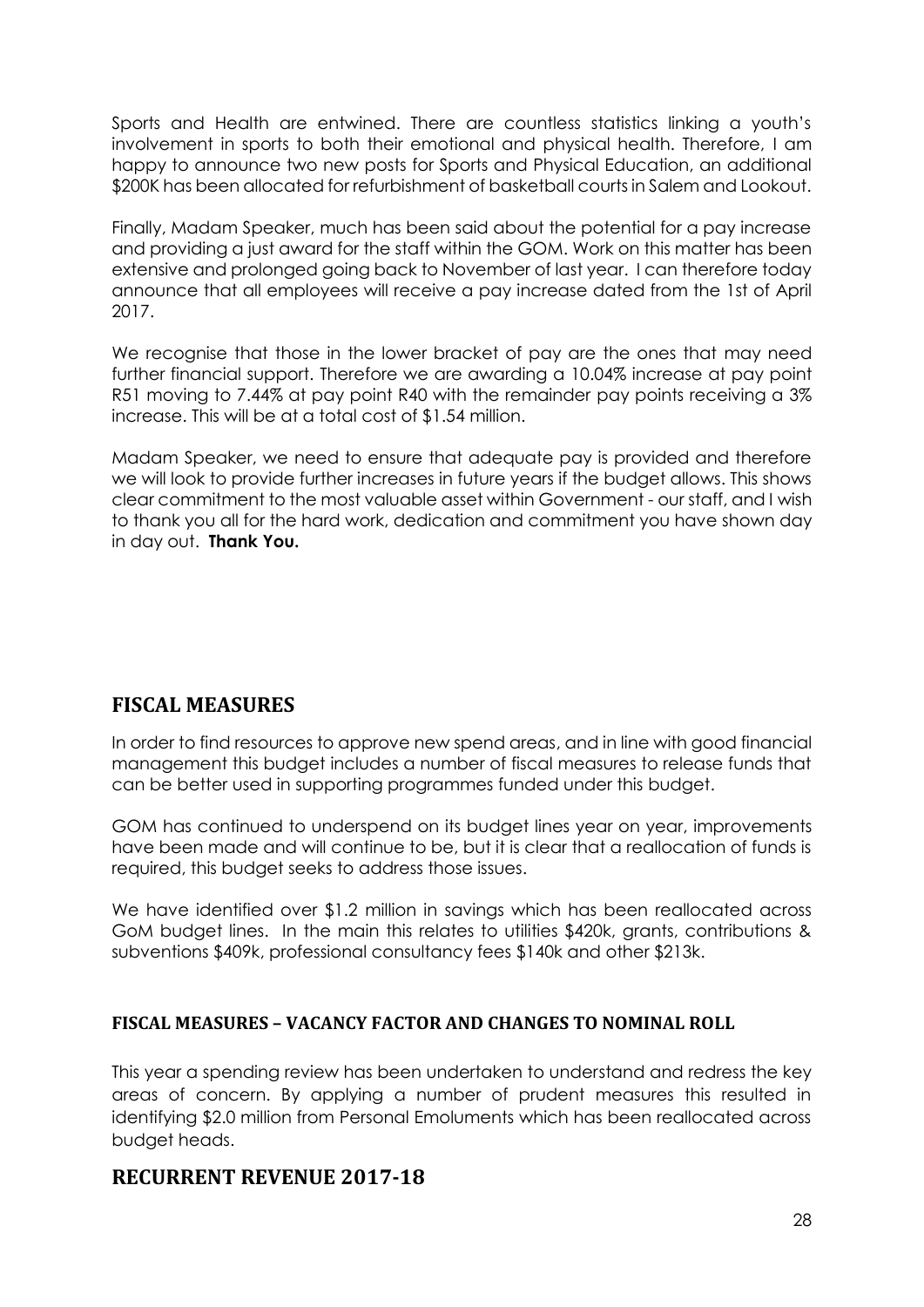Sports and Health are entwined. There are countless statistics linking a youth's involvement in sports to both their emotional and physical health. Therefore, I am happy to announce two new posts for Sports and Physical Education, an additional $200K has been allocated for refurbishment of basketball courts in Salem and Lookout.

Finally, Madam Speaker, much has been said about the potential for a pay increase and providing a just award for the staff within the GOM. Work on this matter has been extensive and prolonged going back to November of last year. I can therefore today announce that all employees will receive a pay increase dated from the 1st of April 2017.

We recognise that those in the lower bracket of pay are the ones that may need further financial support. Therefore we are awarding a 10.04% increase at pay point R51 moving to 7.44% at pay point R40 with the remainder pay points receiving a 3% increase. This will be at a total cost of $1.54 million.

Madam Speaker, we need to ensure that adequate pay is provided and therefore we will look to provide further increases in future years if the budget allows. This shows clear commitment to the most valuable asset within Government - our staff, and I wish to thank you all for the hard work, dedication and commitment you have shown day in day out. **Thank You.**

## FISCAL MEASURES

In order to find resources to approve new spend areas, and in line with good financial management this budget includes a number of fiscal measures to release funds that can be better used in supporting programmes funded under this budget.

GOM has continued to underspend on its budget lines year on year, improvements have been made and will continue to be, but it is clear that a reallocation of funds is required, this budget seeks to address those issues.

We have identified over $1.2 million in savings which has been reallocated across GoM budget lines. In the main this relates to utilities $420k, grants, contributions & subventions $409k, professional consultancy fees $140k and other $213k.

### FISCAL MEASURES – VACANCY FACTOR AND CHANGES TO NOMINAL ROLL

This year a spending review has been undertaken to understand and redress the key areas of concern. By applying a number of prudent measures this resulted in identifying $2.0 million from Personal Emoluments which has been reallocated across budget heads.

## RECURRENT REVENUE 2017-18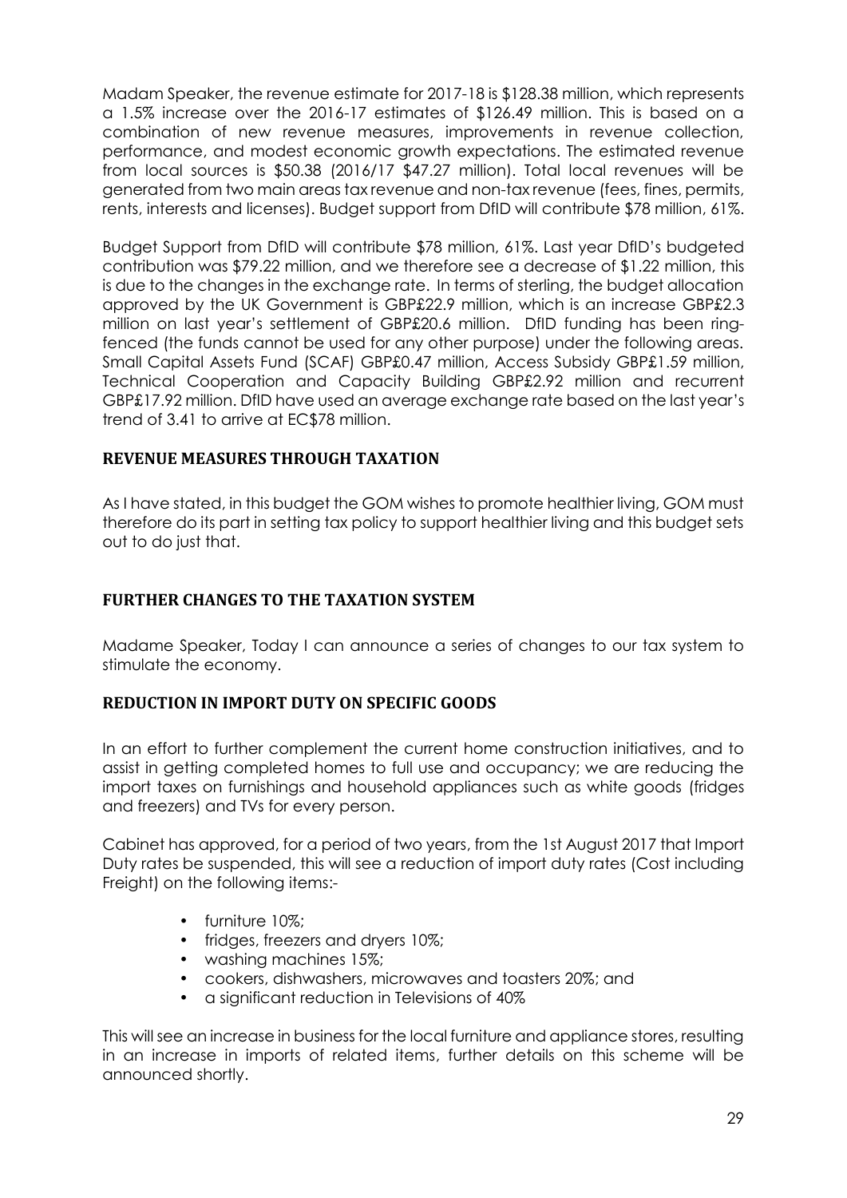Madam Speaker, the revenue estimate for 2017-18 is $128.38 million, which represents a 1.5% increase over the 2016-17 estimates of $126.49 million. This is based on a combination of new revenue measures, improvements in revenue collection, performance, and modest economic growth expectations. The estimated revenue from local sources is $50.38 (2016/17 $47.27 million). Total local revenues will be generated from two main areas tax revenue and non-tax revenue (fees, fines, permits, rents, interests and licenses). Budget support from DfID will contribute $78 million, 61%.

Budget Support from DfID will contribute $78 million, 61%. Last year DfID's budgeted contribution was $79.22 million, and we therefore see a decrease of $1.22 million, this is due to the changes in the exchange rate. In terms of sterling, the budget allocation approved by the UK Government is GBP£22.9 million, which is an increase GBP£2.3 million on last year's settlement of GBP£20.6 million. DfID funding has been ring-fenced (the funds cannot be used for any other purpose) under the following areas. Small Capital Assets Fund (SCAF) GBP£0.47 million, Access Subsidy GBP£1.59 million, Technical Cooperation and Capacity Building GBP£2.92 million and recurrent GBP£17.92 million. DfID have used an average exchange rate based on the last year's trend of 3.41 to arrive at EC$78 million.

## REVENUE MEASURES THROUGH TAXATION

As I have stated, in this budget the GOM wishes to promote healthier living, GOM must therefore do its part in setting tax policy to support healthier living and this budget sets out to do just that.

## FURTHER CHANGES TO THE TAXATION SYSTEM

Madame Speaker, Today I can announce a series of changes to our tax system to stimulate the economy.

## REDUCTION IN IMPORT DUTY ON SPECIFIC GOODS

In an effort to further complement the current home construction initiatives, and to assist in getting completed homes to full use and occupancy; we are reducing the import taxes on furnishings and household appliances such as white goods (fridges and freezers) and TVs for every person.

Cabinet has approved, for a period of two years, from the 1st August 2017 that Import Duty rates be suspended, this will see a reduction of import duty rates (Cost including Freight) on the following items:-

- furniture 10%;
- fridges, freezers and dryers 10%;
- washing machines 15%;
- cookers, dishwashers, microwaves and toasters 20%; and
- a significant reduction in Televisions of 40%

This will see an increase in business for the local furniture and appliance stores, resulting in an increase in imports of related items, further details on this scheme will be announced shortly.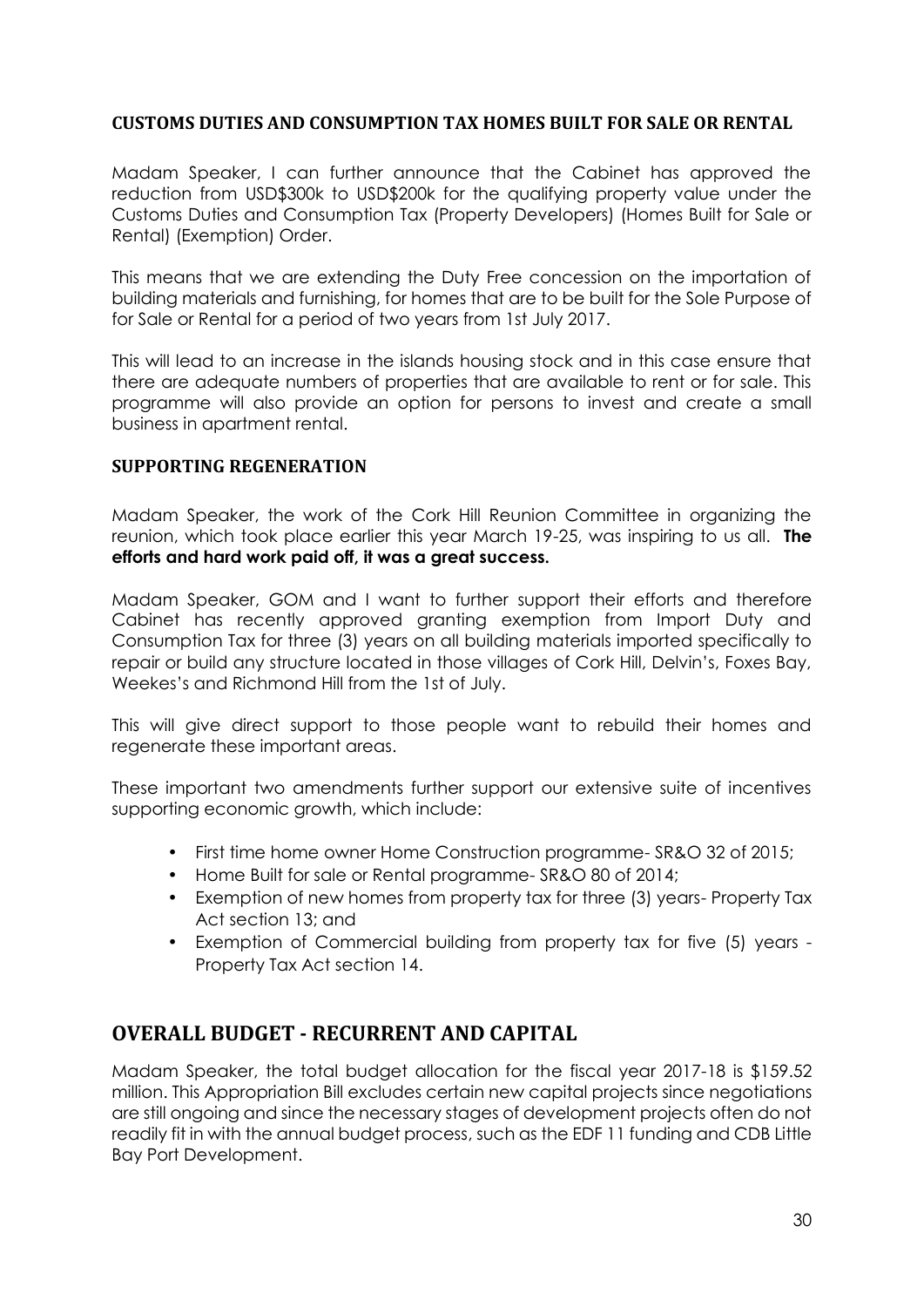### CUSTOMS DUTIES AND CONSUMPTION TAX HOMES BUILT FOR SALE OR RENTAL

Madam Speaker, I can further announce that the Cabinet has approved the reduction from USD$300k to USD$200k for the qualifying property value under the Customs Duties and Consumption Tax (Property Developers) (Homes Built for Sale or Rental) (Exemption) Order.

This means that we are extending the Duty Free concession on the importation of building materials and furnishing, for homes that are to be built for the Sole Purpose of for Sale or Rental for a period of two years from 1st July 2017.

This will lead to an increase in the islands housing stock and in this case ensure that there are adequate numbers of properties that are available to rent or for sale. This programme will also provide an option for persons to invest and create a small business in apartment rental.

### SUPPORTING REGENERATION

Madam Speaker, the work of the Cork Hill Reunion Committee in organizing the reunion, which took place earlier this year March 19-25, was inspiring to us all. **The efforts and hard work paid off, it was a great success.**

Madam Speaker, GOM and I want to further support their efforts and therefore Cabinet has recently approved granting exemption from Import Duty and Consumption Tax for three (3) years on all building materials imported specifically to repair or build any structure located in those villages of Cork Hill, Delvin's, Foxes Bay, Weekes's and Richmond Hill from the 1st of July.

This will give direct support to those people want to rebuild their homes and regenerate these important areas.

These important two amendments further support our extensive suite of incentives supporting economic growth, which include:

- First time home owner Home Construction programme- SR&O 32 of 2015;
- Home Built for sale or Rental programme- SR&O 80 of 2014;
- Exemption of new homes from property tax for three (3) years- Property Tax Act section 13; and
- Exemption of Commercial building from property tax for five (5) years - Property Tax Act section 14.

## OVERALL BUDGET - RECURRENT AND CAPITAL

Madam Speaker, the total budget allocation for the fiscal year 2017-18 is $159.52 million. This Appropriation Bill excludes certain new capital projects since negotiations are still ongoing and since the necessary stages of development projects often do not readily fit in with the annual budget process, such as the EDF 11 funding and CDB Little Bay Port Development.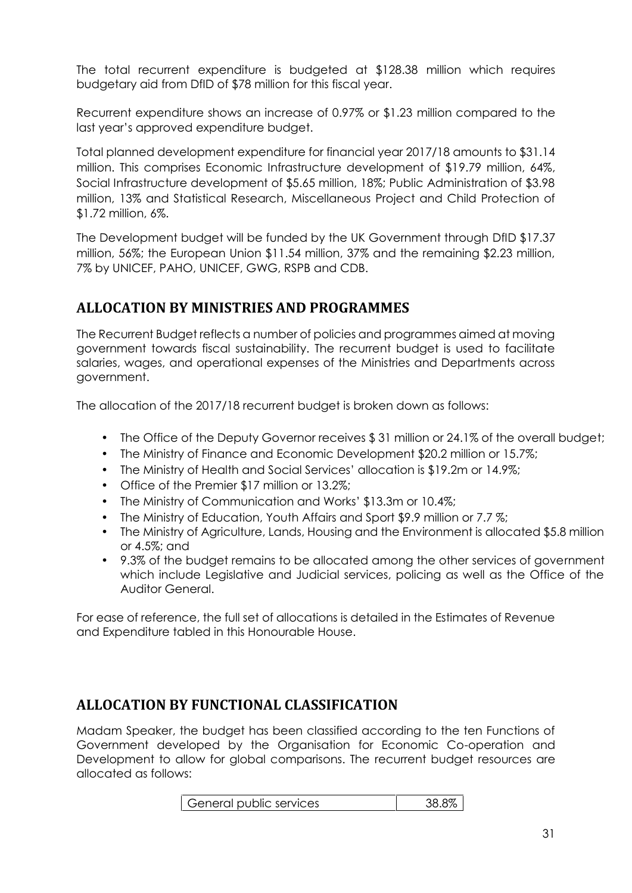The total recurrent expenditure is budgeted at $128.38 million which requires budgetary aid from DfID of $78 million for this fiscal year.

Recurrent expenditure shows an increase of 0.97% or $1.23 million compared to the last year's approved expenditure budget.

Total planned development expenditure for financial year 2017/18 amounts to $31.14 million. This comprises Economic Infrastructure development of $19.79 million, 64%, Social Infrastructure development of $5.65 million, 18%; Public Administration of $3.98 million, 13% and Statistical Research, Miscellaneous Project and Child Protection of $1.72 million, 6%.

The Development budget will be funded by the UK Government through DfID $17.37 million, 56%; the European Union $11.54 million, 37% and the remaining $2.23 million, 7% by UNICEF, PAHO, UNICEF, GWG, RSPB and CDB.

## ALLOCATION BY MINISTRIES AND PROGRAMMES

The Recurrent Budget reflects a number of policies and programmes aimed at moving government towards fiscal sustainability. The recurrent budget is used to facilitate salaries, wages, and operational expenses of the Ministries and Departments across government.

The allocation of the 2017/18 recurrent budget is broken down as follows:

- The Office of the Deputy Governor receives $ 31 million or 24.1% of the overall budget;
- The Ministry of Finance and Economic Development $20.2 million or 15.7%;
- The Ministry of Health and Social Services' allocation is $19.2m or 14.9%;
- Office of the Premier $17 million or 13.2%;
- The Ministry of Communication and Works' $13.3m or 10.4%;
- The Ministry of Education, Youth Affairs and Sport $9.9 million or 7.7 %;
- The Ministry of Agriculture, Lands, Housing and the Environment is allocated $5.8 million or 4.5%; and
- 9.3% of the budget remains to be allocated among the other services of government which include Legislative and Judicial services, policing as well as the Office of the Auditor General.

For ease of reference, the full set of allocations is detailed in the Estimates of Revenue and Expenditure tabled in this Honourable House.

## ALLOCATION BY FUNCTIONAL CLASSIFICATION

Madam Speaker, the budget has been classified according to the ten Functions of Government developed by the Organisation for Economic Co-operation and Development to allow for global comparisons. The recurrent budget resources are allocated as follows:

| General public services | 38.8% |
|---|---|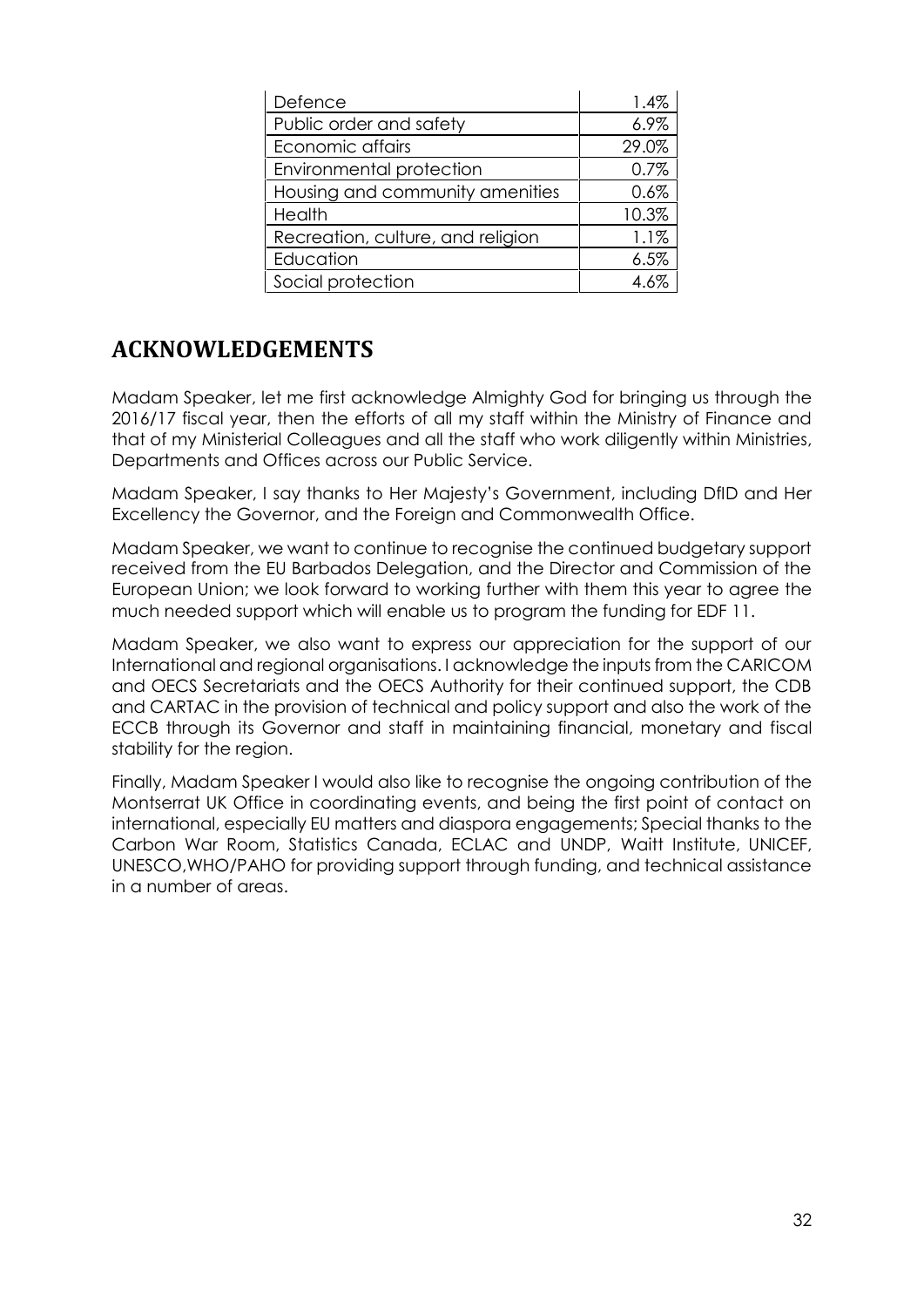| | |
|---|---|
| Defence | 1.4% |
| Public order and safety | 6.9% |
| Economic affairs | 29.0% |
| Environmental protection | 0.7% |
| Housing and community amenities | 0.6% |
| Health | 10.3% |
| Recreation, culture, and religion | 1.1% |
| Education | 6.5% |
| Social protection | 4.6% |

## ACKNOWLEDGEMENTS

Madam Speaker, let me first acknowledge Almighty God for bringing us through the 2016/17 fiscal year, then the efforts of all my staff within the Ministry of Finance and that of my Ministerial Colleagues and all the staff who work diligently within Ministries, Departments and Offices across our Public Service.

Madam Speaker, I say thanks to Her Majesty's Government, including DfID and Her Excellency the Governor, and the Foreign and Commonwealth Office.

Madam Speaker, we want to continue to recognise the continued budgetary support received from the EU Barbados Delegation, and the Director and Commission of the European Union; we look forward to working further with them this year to agree the much needed support which will enable us to program the funding for EDF 11.

Madam Speaker, we also want to express our appreciation for the support of our International and regional organisations. I acknowledge the inputs from the CARICOM and OECS Secretariats and the OECS Authority for their continued support, the CDB and CARTAC in the provision of technical and policy support and also the work of the ECCB through its Governor and staff in maintaining financial, monetary and fiscal stability for the region.

Finally, Madam Speaker I would also like to recognise the ongoing contribution of the Montserrat UK Office in coordinating events, and being the first point of contact on international, especially EU matters and diaspora engagements; Special thanks to the Carbon War Room, Statistics Canada, ECLAC and UNDP, Waitt Institute, UNICEF, UNESCO,WHO/PAHO for providing support through funding, and technical assistance in a number of areas.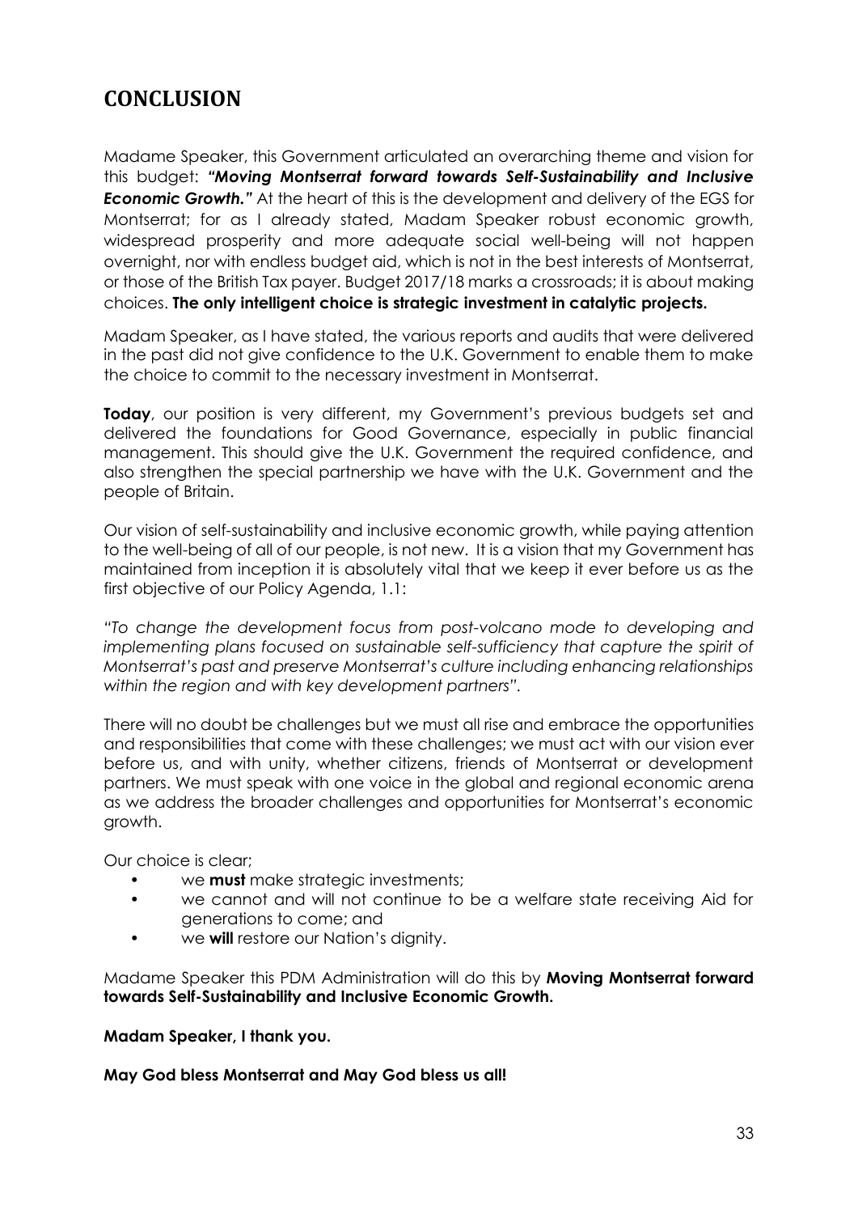## CONCLUSION

Madame Speaker, this Government articulated an overarching theme and vision for this budget: ***"Moving Montserrat forward towards Self-Sustainability and Inclusive Economic Growth."*** At the heart of this is the development and delivery of the EGS for Montserrat; for as I already stated, Madam Speaker robust economic growth, widespread prosperity and more adequate social well-being will not happen overnight, nor with endless budget aid, which is not in the best interests of Montserrat, or those of the British Tax payer. Budget 2017/18 marks a crossroads; it is about making choices. **The only intelligent choice is strategic investment in catalytic projects.**

Madam Speaker, as I have stated, the various reports and audits that were delivered in the past did not give confidence to the U.K. Government to enable them to make the choice to commit to the necessary investment in Montserrat.

**Today**, our position is very different, my Government's previous budgets set and delivered the foundations for Good Governance, especially in public financial management. This should give the U.K. Government the required confidence, and also strengthen the special partnership we have with the U.K. Government and the people of Britain.

Our vision of self-sustainability and inclusive economic growth, while paying attention to the well-being of all of our people, is not new. It is a vision that my Government has maintained from inception it is absolutely vital that we keep it ever before us as the first objective of our Policy Agenda, 1.1:

*"To change the development focus from post-volcano mode to developing and implementing plans focused on sustainable self-sufficiency that capture the spirit of Montserrat's past and preserve Montserrat's culture including enhancing relationships within the region and with key development partners".*

There will no doubt be challenges but we must all rise and embrace the opportunities and responsibilities that come with these challenges; we must act with our vision ever before us, and with unity, whether citizens, friends of Montserrat or development partners. We must speak with one voice in the global and regional economic arena as we address the broader challenges and opportunities for Montserrat's economic growth.

Our choice is clear;

- we **must** make strategic investments;
- we cannot and will not continue to be a welfare state receiving Aid for generations to come; and
- we **will** restore our Nation's dignity.

Madame Speaker this PDM Administration will do this by **Moving Montserrat forward towards Self-Sustainability and Inclusive Economic Growth.**

**Madam Speaker, I thank you.**

**May God bless Montserrat and May God bless us all!**